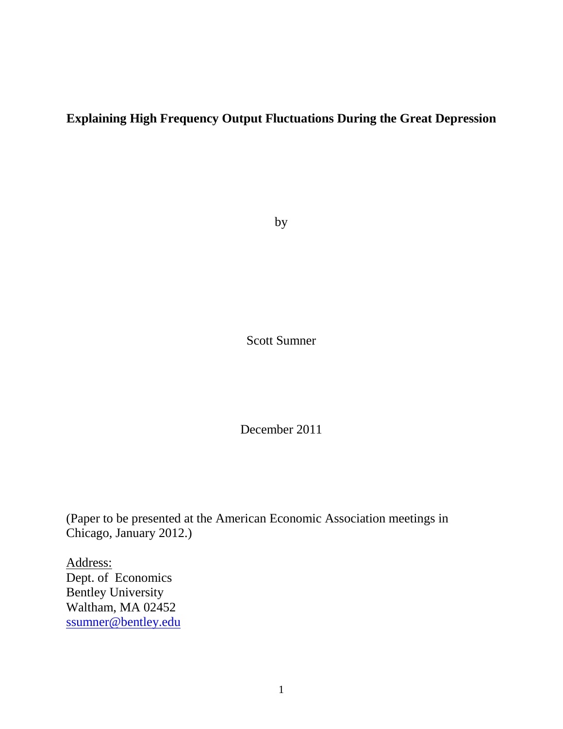# Explaining High Frequency Output Fluctuations During the Great Depression

by

Scott Sumner

December 2011

(Paper to be presented at the American Economic Association meetings in Chicago, January 2012.)

Address:
Dept. of Economics
Bentley University
Waltham, MA 02452
ssumner@bentley.edu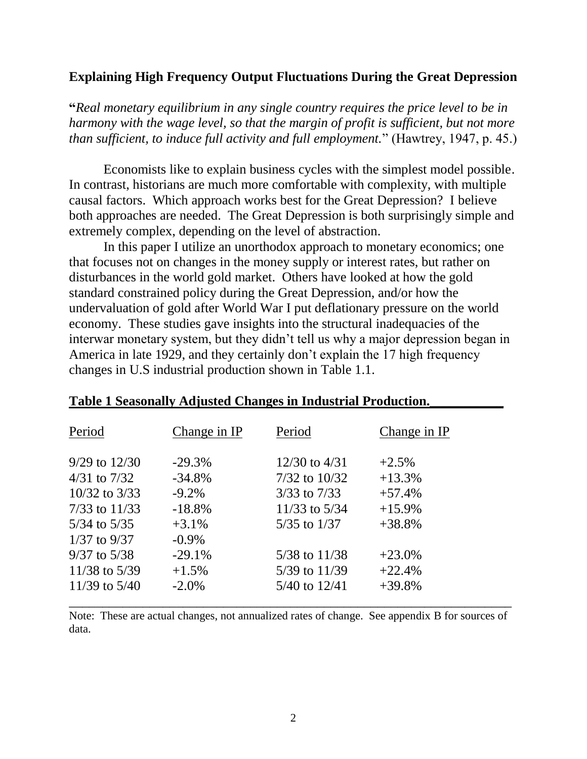## Explaining High Frequency Output Fluctuations During the Great Depression

"*Real monetary equilibrium in any single country requires the price level to be in harmony with the wage level, so that the margin of profit is sufficient, but not more than sufficient, to induce full activity and full employment.*" (Hawtrey, 1947, p. 45.)

Economists like to explain business cycles with the simplest model possible. In contrast, historians are much more comfortable with complexity, with multiple causal factors. Which approach works best for the Great Depression? I believe both approaches are needed. The Great Depression is both surprisingly simple and extremely complex, depending on the level of abstraction.

In this paper I utilize an unorthodox approach to monetary economics; one that focuses not on changes in the money supply or interest rates, but rather on disturbances in the world gold market. Others have looked at how the gold standard constrained policy during the Great Depression, and/or how the undervaluation of gold after World War I put deflationary pressure on the world economy. These studies gave insights into the structural inadequacies of the interwar monetary system, but they didn't tell us why a major depression began in America in late 1929, and they certainly don't explain the 17 high frequency changes in U.S industrial production shown in Table 1.1.

**Table 1 Seasonally Adjusted Changes in Industrial Production.**

| Period | Change in IP | Period | Change in IP |
|---|---|---|---|
| 9/29 to 12/30 | -29.3% | 12/30 to 4/31 | +2.5% |
| 4/31 to 7/32 | -34.8% | 7/32 to 10/32 | +13.3% |
| 10/32 to 3/33 | -9.2% | 3/33 to 7/33 | +57.4% |
| 7/33 to 11/33 | -18.8% | 11/33 to 5/34 | +15.9% |
| 5/34 to 5/35 | +3.1% | 5/35 to 1/37 | +38.8% |
| 1/37 to 9/37 | -0.9% | | |
| 9/37 to 5/38 | -29.1% | 5/38 to 11/38 | +23.0% |
| 11/38 to 5/39 | +1.5% | 5/39 to 11/39 | +22.4% |
| 11/39 to 5/40 | -2.0% | 5/40 to 12/41 | +39.8% |

Note: These are actual changes, not annualized rates of change. See appendix B for sources of data.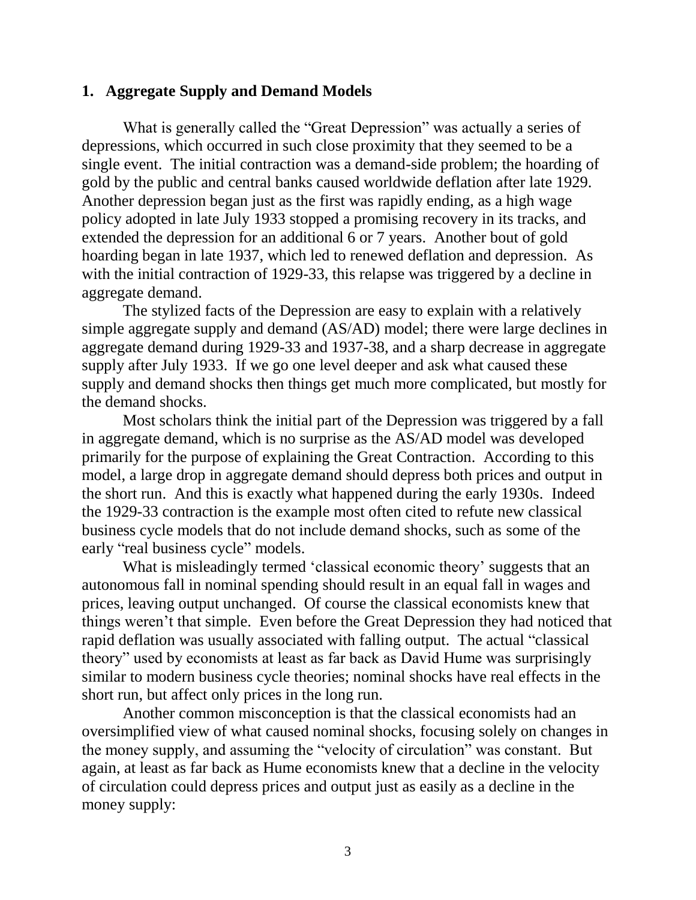## 1. Aggregate Supply and Demand Models

What is generally called the "Great Depression" was actually a series of depressions, which occurred in such close proximity that they seemed to be a single event. The initial contraction was a demand-side problem; the hoarding of gold by the public and central banks caused worldwide deflation after late 1929. Another depression began just as the first was rapidly ending, as a high wage policy adopted in late July 1933 stopped a promising recovery in its tracks, and extended the depression for an additional 6 or 7 years. Another bout of gold hoarding began in late 1937, which led to renewed deflation and depression. As with the initial contraction of 1929-33, this relapse was triggered by a decline in aggregate demand.

The stylized facts of the Depression are easy to explain with a relatively simple aggregate supply and demand (AS/AD) model; there were large declines in aggregate demand during 1929-33 and 1937-38, and a sharp decrease in aggregate supply after July 1933. If we go one level deeper and ask what caused these supply and demand shocks then things get much more complicated, but mostly for the demand shocks.

Most scholars think the initial part of the Depression was triggered by a fall in aggregate demand, which is no surprise as the AS/AD model was developed primarily for the purpose of explaining the Great Contraction. According to this model, a large drop in aggregate demand should depress both prices and output in the short run. And this is exactly what happened during the early 1930s. Indeed the 1929-33 contraction is the example most often cited to refute new classical business cycle models that do not include demand shocks, such as some of the early "real business cycle" models.

What is misleadingly termed 'classical economic theory' suggests that an autonomous fall in nominal spending should result in an equal fall in wages and prices, leaving output unchanged. Of course the classical economists knew that things weren't that simple. Even before the Great Depression they had noticed that rapid deflation was usually associated with falling output. The actual "classical theory" used by economists at least as far back as David Hume was surprisingly similar to modern business cycle theories; nominal shocks have real effects in the short run, but affect only prices in the long run.

Another common misconception is that the classical economists had an oversimplified view of what caused nominal shocks, focusing solely on changes in the money supply, and assuming the "velocity of circulation" was constant. But again, at least as far back as Hume economists knew that a decline in the velocity of circulation could depress prices and output just as easily as a decline in the money supply: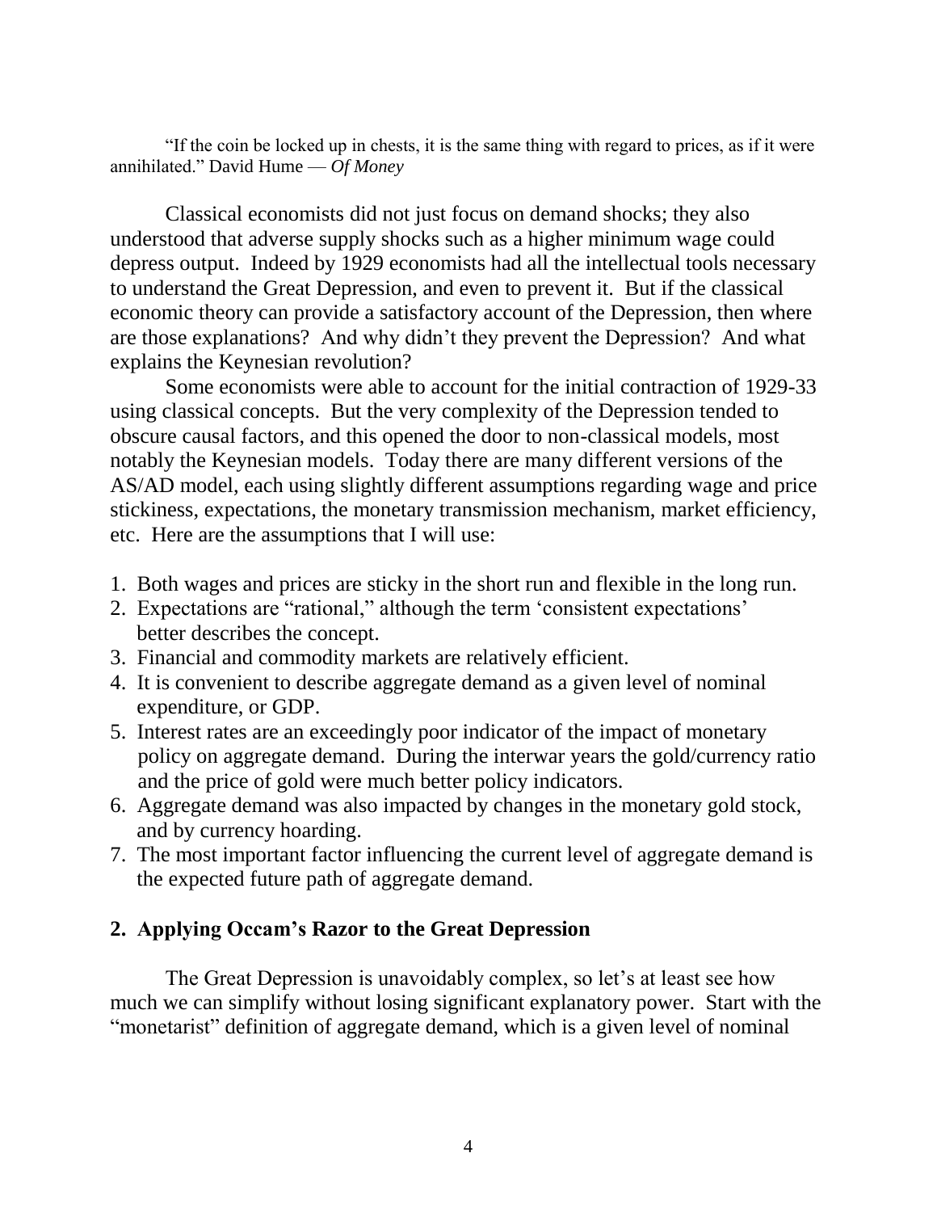"If the coin be locked up in chests, it is the same thing with regard to prices, as if it were annihilated." David Hume — *Of Money*

Classical economists did not just focus on demand shocks; they also understood that adverse supply shocks such as a higher minimum wage could depress output. Indeed by 1929 economists had all the intellectual tools necessary to understand the Great Depression, and even to prevent it. But if the classical economic theory can provide a satisfactory account of the Depression, then where are those explanations? And why didn't they prevent the Depression? And what explains the Keynesian revolution?

Some economists were able to account for the initial contraction of 1929-33 using classical concepts. But the very complexity of the Depression tended to obscure causal factors, and this opened the door to non-classical models, most notably the Keynesian models. Today there are many different versions of the AS/AD model, each using slightly different assumptions regarding wage and price stickiness, expectations, the monetary transmission mechanism, market efficiency, etc. Here are the assumptions that I will use:

1. Both wages and prices are sticky in the short run and flexible in the long run.
2. Expectations are "rational," although the term 'consistent expectations' better describes the concept.
3. Financial and commodity markets are relatively efficient.
4. It is convenient to describe aggregate demand as a given level of nominal expenditure, or GDP.
5. Interest rates are an exceedingly poor indicator of the impact of monetary policy on aggregate demand. During the interwar years the gold/currency ratio and the price of gold were much better policy indicators.
6. Aggregate demand was also impacted by changes in the monetary gold stock, and by currency hoarding.
7. The most important factor influencing the current level of aggregate demand is the expected future path of aggregate demand.

## 2. Applying Occam's Razor to the Great Depression

The Great Depression is unavoidably complex, so let's at least see how much we can simplify without losing significant explanatory power. Start with the "monetarist" definition of aggregate demand, which is a given level of nominal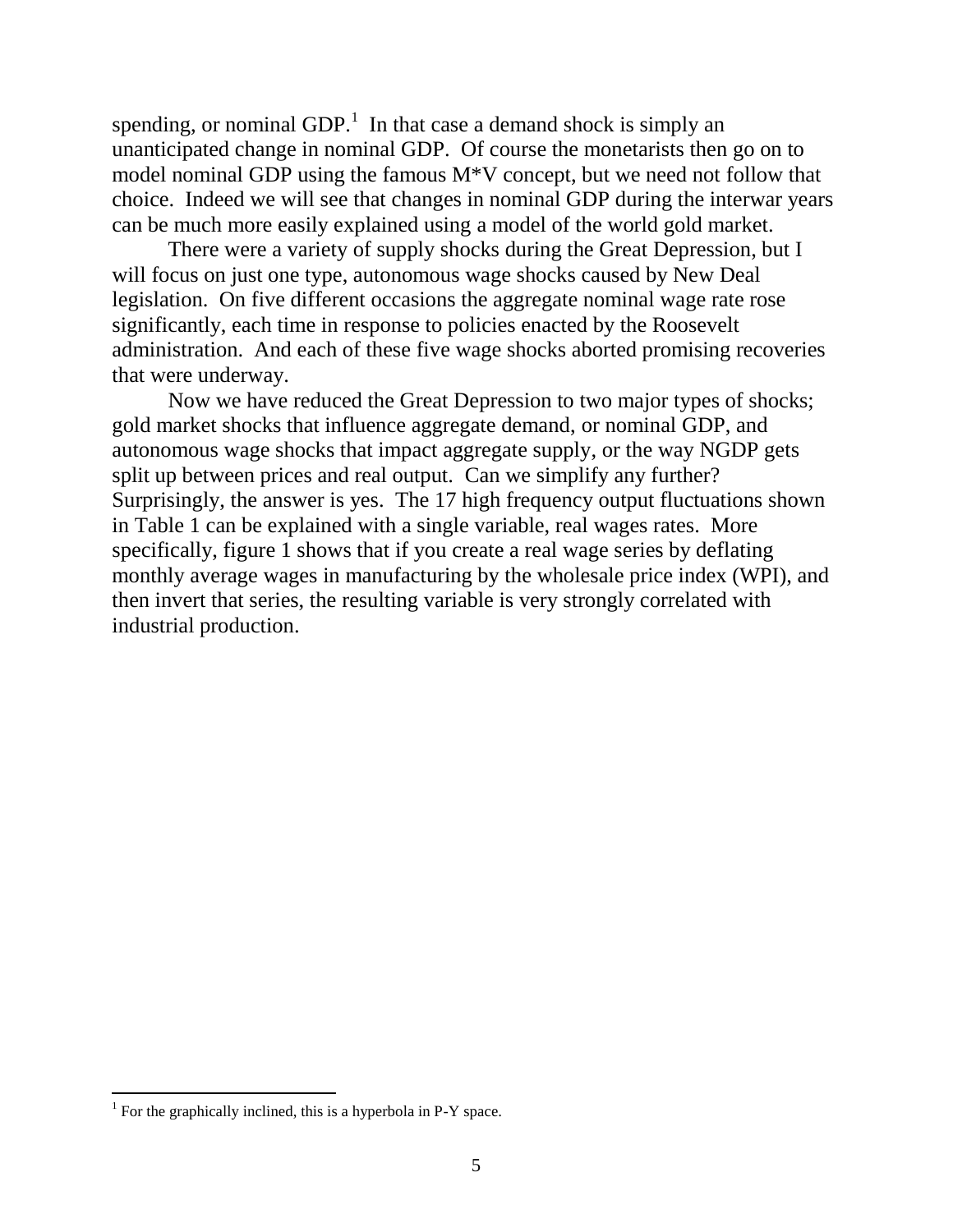spending, or nominal GDP.[1] In that case a demand shock is simply an unanticipated change in nominal GDP. Of course the monetarists then go on to model nominal GDP using the famous M*V concept, but we need not follow that choice. Indeed we will see that changes in nominal GDP during the interwar years can be much more easily explained using a model of the world gold market.

There were a variety of supply shocks during the Great Depression, but I will focus on just one type, autonomous wage shocks caused by New Deal legislation. On five different occasions the aggregate nominal wage rate rose significantly, each time in response to policies enacted by the Roosevelt administration. And each of these five wage shocks aborted promising recoveries that were underway.

Now we have reduced the Great Depression to two major types of shocks; gold market shocks that influence aggregate demand, or nominal GDP, and autonomous wage shocks that impact aggregate supply, or the way NGDP gets split up between prices and real output. Can we simplify any further? Surprisingly, the answer is yes. The 17 high frequency output fluctuations shown in Table 1 can be explained with a single variable, real wages rates. More specifically, figure 1 shows that if you create a real wage series by deflating monthly average wages in manufacturing by the wholesale price index (WPI), and then invert that series, the resulting variable is very strongly correlated with industrial production.

[1] For the graphically inclined, this is a hyperbola in P-Y space.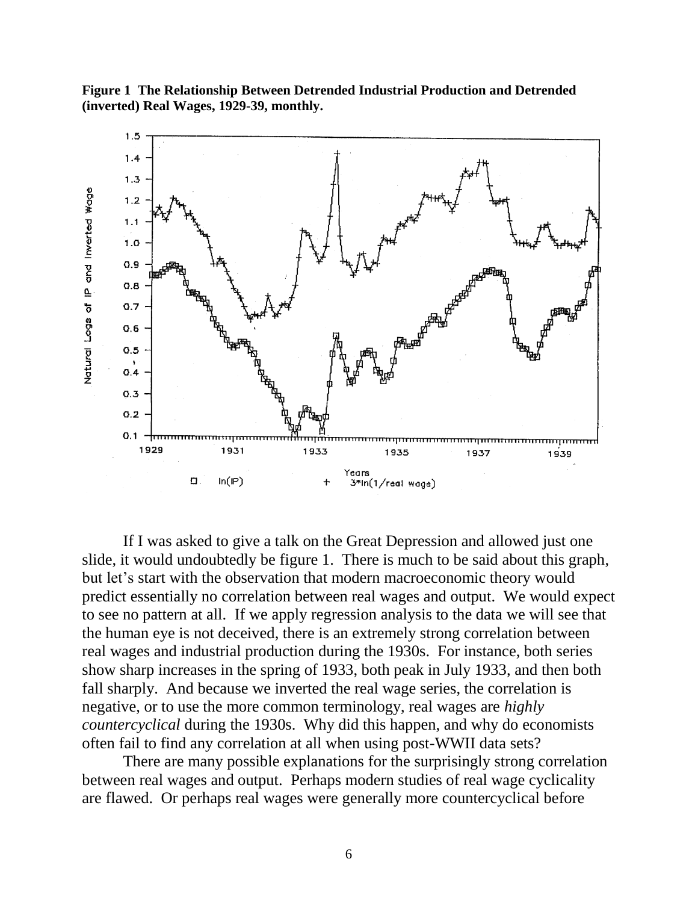**Figure 1 The Relationship Between Detrended Industrial Production and Detrended (inverted) Real Wages, 1929-39, monthly.**

If I was asked to give a talk on the Great Depression and allowed just one slide, it would undoubtedly be figure 1. There is much to be said about this graph, but let's start with the observation that modern macroeconomic theory would predict essentially no correlation between real wages and output. We would expect to see no pattern at all. If we apply regression analysis to the data we will see that the human eye is not deceived, there is an extremely strong correlation between real wages and industrial production during the 1930s. For instance, both series show sharp increases in the spring of 1933, both peak in July 1933, and then both fall sharply. And because we inverted the real wage series, the correlation is negative, or to use the more common terminology, real wages are *highly countercyclical* during the 1930s. Why did this happen, and why do economists often fail to find any correlation at all when using post-WWII data sets?

There are many possible explanations for the surprisingly strong correlation between real wages and output. Perhaps modern studies of real wage cyclicality are flawed. Or perhaps real wages were generally more countercyclical before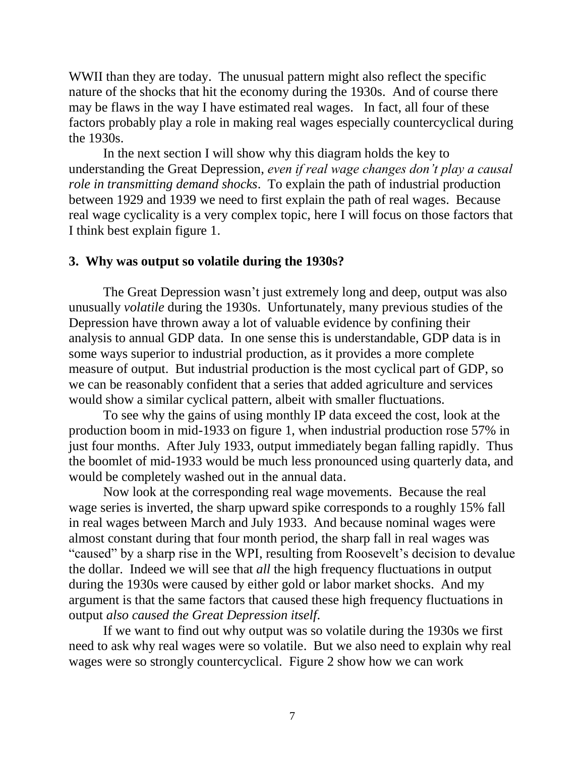WWII than they are today. The unusual pattern might also reflect the specific nature of the shocks that hit the economy during the 1930s. And of course there may be flaws in the way I have estimated real wages. In fact, all four of these factors probably play a role in making real wages especially countercyclical during the 1930s.

In the next section I will show why this diagram holds the key to understanding the Great Depression, *even if real wage changes don't play a causal role in transmitting demand shocks*. To explain the path of industrial production between 1929 and 1939 we need to first explain the path of real wages. Because real wage cyclicality is a very complex topic, here I will focus on those factors that I think best explain figure 1.

### 3. Why was output so volatile during the 1930s?

The Great Depression wasn't just extremely long and deep, output was also unusually *volatile* during the 1930s. Unfortunately, many previous studies of the Depression have thrown away a lot of valuable evidence by confining their analysis to annual GDP data. In one sense this is understandable, GDP data is in some ways superior to industrial production, as it provides a more complete measure of output. But industrial production is the most cyclical part of GDP, so we can be reasonably confident that a series that added agriculture and services would show a similar cyclical pattern, albeit with smaller fluctuations.

To see why the gains of using monthly IP data exceed the cost, look at the production boom in mid-1933 on figure 1, when industrial production rose 57% in just four months. After July 1933, output immediately began falling rapidly. Thus the boomlet of mid-1933 would be much less pronounced using quarterly data, and would be completely washed out in the annual data.

Now look at the corresponding real wage movements. Because the real wage series is inverted, the sharp upward spike corresponds to a roughly 15% fall in real wages between March and July 1933. And because nominal wages were almost constant during that four month period, the sharp fall in real wages was "caused" by a sharp rise in the WPI, resulting from Roosevelt's decision to devalue the dollar. Indeed we will see that *all* the high frequency fluctuations in output during the 1930s were caused by either gold or labor market shocks. And my argument is that the same factors that caused these high frequency fluctuations in output *also caused the Great Depression itself*.

If we want to find out why output was so volatile during the 1930s we first need to ask why real wages were so volatile. But we also need to explain why real wages were so strongly countercyclical. Figure 2 show how we can work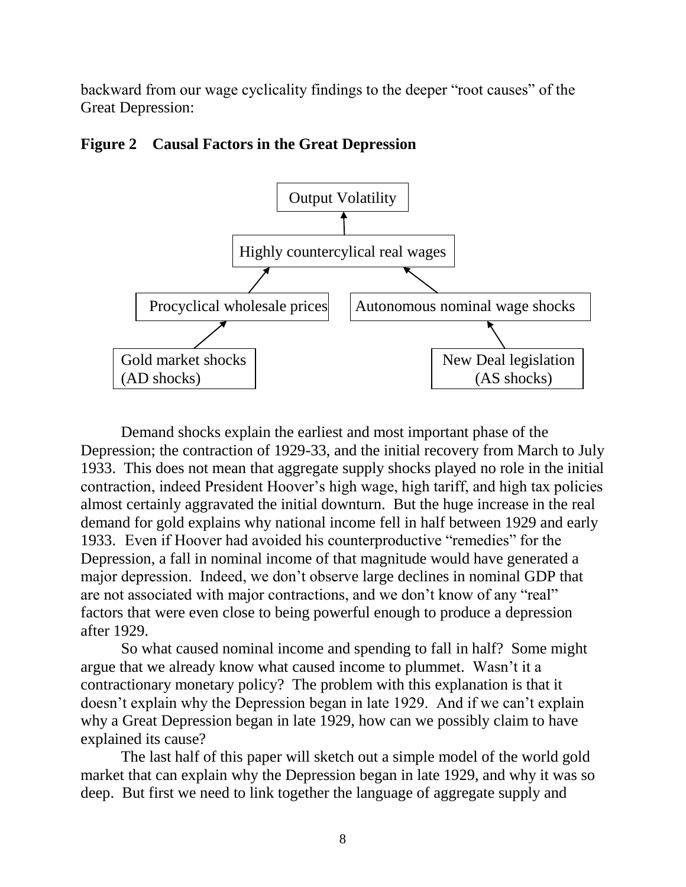backward from our wage cyclicality findings to the deeper "root causes" of the Great Depression:

**Figure 2 Causal Factors in the Great Depression**

Output Volatility

Highly countercylical real wages

Procyclical wholesale prices

Autonomous nominal wage shocks

Gold market shocks (AD shocks)

New Deal legislation (AS shocks)

Demand shocks explain the earliest and most important phase of the Depression; the contraction of 1929-33, and the initial recovery from March to July 1933. This does not mean that aggregate supply shocks played no role in the initial contraction, indeed President Hoover's high wage, high tariff, and high tax policies almost certainly aggravated the initial downturn. But the huge increase in the real demand for gold explains why national income fell in half between 1929 and early 1933. Even if Hoover had avoided his counterproductive "remedies" for the Depression, a fall in nominal income of that magnitude would have generated a major depression. Indeed, we don't observe large declines in nominal GDP that are not associated with major contractions, and we don't know of any "real" factors that were even close to being powerful enough to produce a depression after 1929.

So what caused nominal income and spending to fall in half? Some might argue that we already know what caused income to plummet. Wasn't it a contractionary monetary policy? The problem with this explanation is that it doesn't explain why the Depression began in late 1929. And if we can't explain why a Great Depression began in late 1929, how can we possibly claim to have explained its cause?

The last half of this paper will sketch out a simple model of the world gold market that can explain why the Depression began in late 1929, and why it was so deep. But first we need to link together the language of aggregate supply and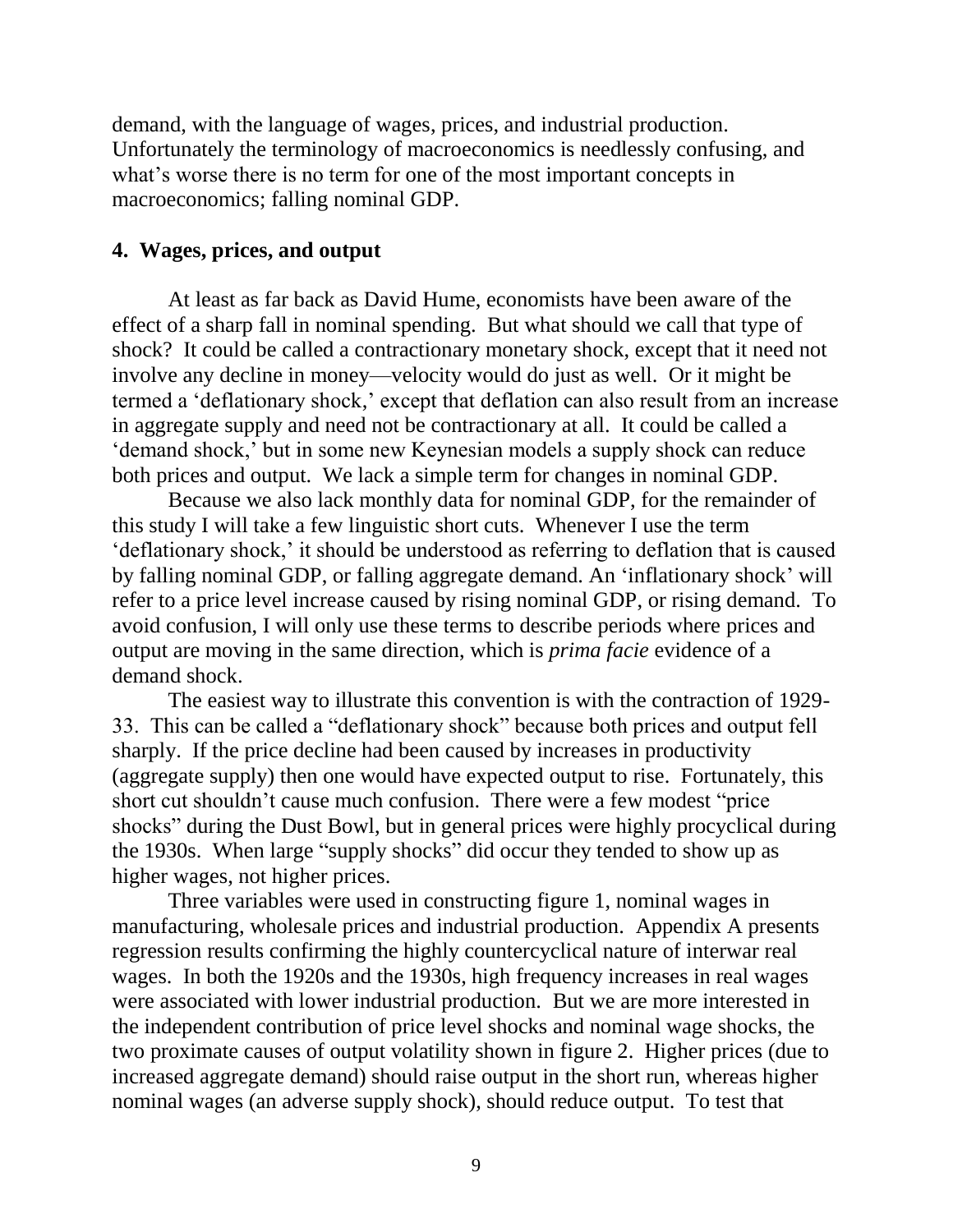demand, with the language of wages, prices, and industrial production. Unfortunately the terminology of macroeconomics is needlessly confusing, and what's worse there is no term for one of the most important concepts in macroeconomics; falling nominal GDP.

## 4. Wages, prices, and output

At least as far back as David Hume, economists have been aware of the effect of a sharp fall in nominal spending. But what should we call that type of shock? It could be called a contractionary monetary shock, except that it need not involve any decline in money—velocity would do just as well. Or it might be termed a 'deflationary shock,' except that deflation can also result from an increase in aggregate supply and need not be contractionary at all. It could be called a 'demand shock,' but in some new Keynesian models a supply shock can reduce both prices and output. We lack a simple term for changes in nominal GDP.

Because we also lack monthly data for nominal GDP, for the remainder of this study I will take a few linguistic short cuts. Whenever I use the term 'deflationary shock,' it should be understood as referring to deflation that is caused by falling nominal GDP, or falling aggregate demand. An 'inflationary shock' will refer to a price level increase caused by rising nominal GDP, or rising demand. To avoid confusion, I will only use these terms to describe periods where prices and output are moving in the same direction, which is *prima facie* evidence of a demand shock.

The easiest way to illustrate this convention is with the contraction of 1929-33. This can be called a "deflationary shock" because both prices and output fell sharply. If the price decline had been caused by increases in productivity (aggregate supply) then one would have expected output to rise. Fortunately, this short cut shouldn't cause much confusion. There were a few modest "price shocks" during the Dust Bowl, but in general prices were highly procyclical during the 1930s. When large "supply shocks" did occur they tended to show up as higher wages, not higher prices.

Three variables were used in constructing figure 1, nominal wages in manufacturing, wholesale prices and industrial production. Appendix A presents regression results confirming the highly countercyclical nature of interwar real wages. In both the 1920s and the 1930s, high frequency increases in real wages were associated with lower industrial production. But we are more interested in the independent contribution of price level shocks and nominal wage shocks, the two proximate causes of output volatility shown in figure 2. Higher prices (due to increased aggregate demand) should raise output in the short run, whereas higher nominal wages (an adverse supply shock), should reduce output. To test that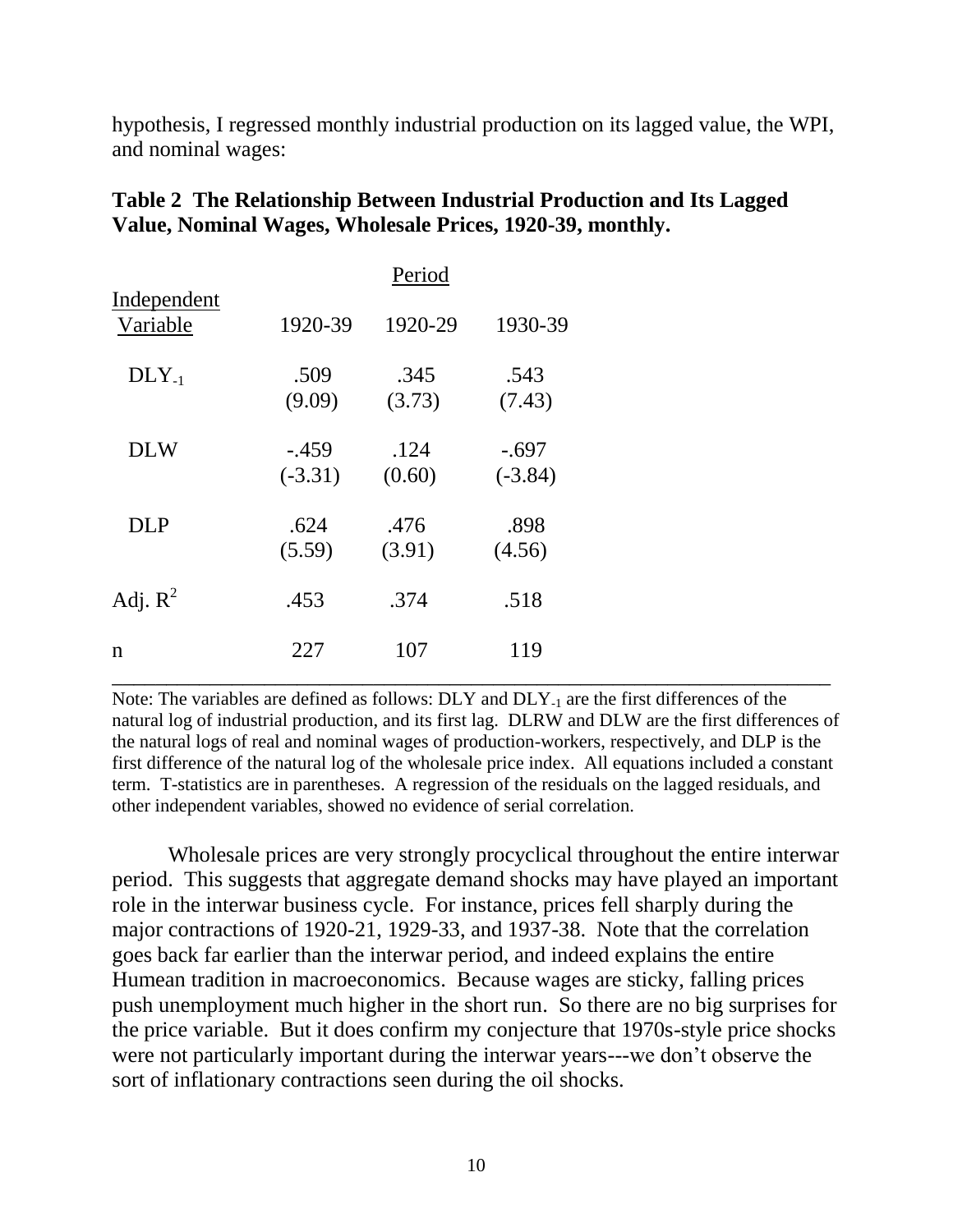hypothesis, I regressed monthly industrial production on its lagged value, the WPI, and nominal wages:

**Table 2 The Relationship Between Industrial Production and Its Lagged Value, Nominal Wages, Wholesale Prices, 1920-39, monthly.**

| Independent Variable | Period 1920-39 | 1920-29 | 1930-39 |
|---|---|---|---|
| $DLY_{-1}$ | .509 (9.09) | .345 (3.73) | .543 (7.43) |
| DLW | -.459 (-3.31) | .124 (0.60) | -.697 (-3.84) |
| DLP | .624 (5.59) | .476 (3.91) | .898 (4.56) |
| Adj. $R^2$ | .453 | .374 | .518 |
| n | 227 | 107 | 119 |

Note: The variables are defined as follows: DLY and $DLY_{-1}$ are the first differences of the natural log of industrial production, and its first lag. DLRW and DLW are the first differences of the natural logs of real and nominal wages of production-workers, respectively, and DLP is the first difference of the natural log of the wholesale price index. All equations included a constant term. T-statistics are in parentheses. A regression of the residuals on the lagged residuals, and other independent variables, showed no evidence of serial correlation.

Wholesale prices are very strongly procyclical throughout the entire interwar period. This suggests that aggregate demand shocks may have played an important role in the interwar business cycle. For instance, prices fell sharply during the major contractions of 1920-21, 1929-33, and 1937-38. Note that the correlation goes back far earlier than the interwar period, and indeed explains the entire Humean tradition in macroeconomics. Because wages are sticky, falling prices push unemployment much higher in the short run. So there are no big surprises for the price variable. But it does confirm my conjecture that 1970s-style price shocks were not particularly important during the interwar years---we don't observe the sort of inflationary contractions seen during the oil shocks.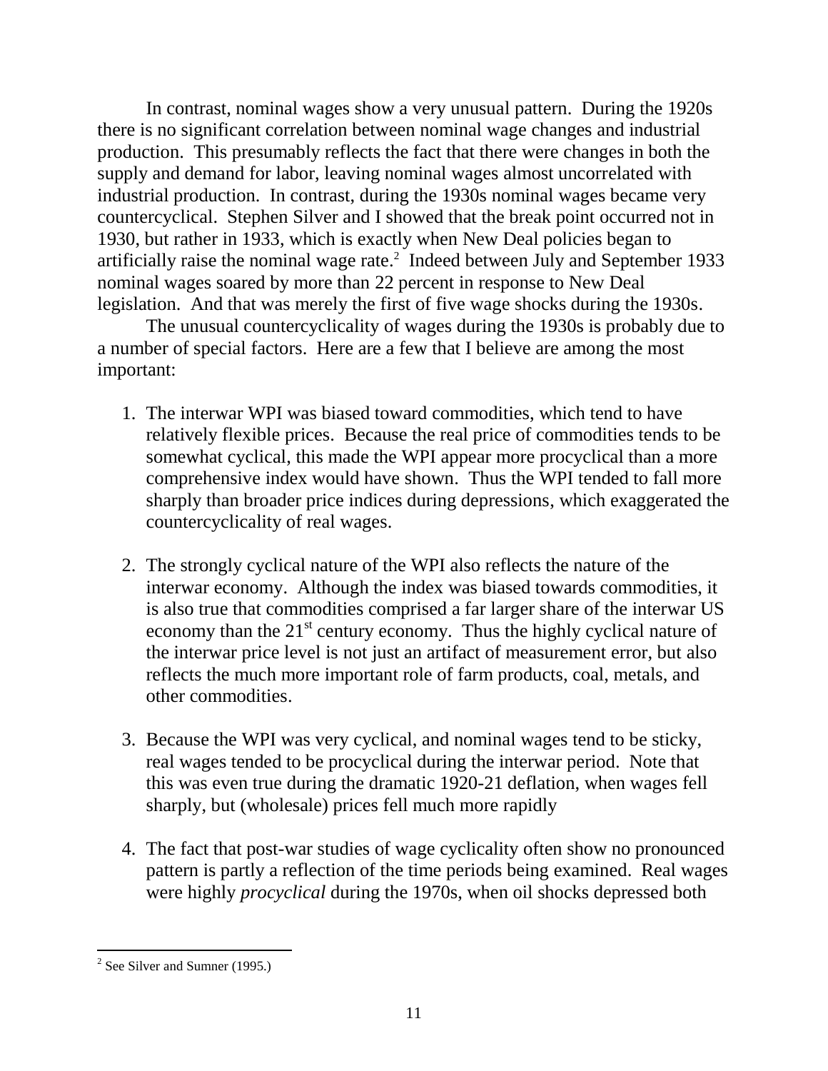In contrast, nominal wages show a very unusual pattern. During the 1920s there is no significant correlation between nominal wage changes and industrial production. This presumably reflects the fact that there were changes in both the supply and demand for labor, leaving nominal wages almost uncorrelated with industrial production. In contrast, during the 1930s nominal wages became very countercyclical. Stephen Silver and I showed that the break point occurred not in 1930, but rather in 1933, which is exactly when New Deal policies began to artificially raise the nominal wage rate.[2] Indeed between July and September 1933 nominal wages soared by more than 22 percent in response to New Deal legislation. And that was merely the first of five wage shocks during the 1930s.

The unusual countercyclicality of wages during the 1930s is probably due to a number of special factors. Here are a few that I believe are among the most important:

1. The interwar WPI was biased toward commodities, which tend to have relatively flexible prices. Because the real price of commodities tends to be somewhat cyclical, this made the WPI appear more procyclical than a more comprehensive index would have shown. Thus the WPI tended to fall more sharply than broader price indices during depressions, which exaggerated the countercyclicality of real wages.

2. The strongly cyclical nature of the WPI also reflects the nature of the interwar economy. Although the index was biased towards commodities, it is also true that commodities comprised a far larger share of the interwar US economy than the 21st century economy. Thus the highly cyclical nature of the interwar price level is not just an artifact of measurement error, but also reflects the much more important role of farm products, coal, metals, and other commodities.

3. Because the WPI was very cyclical, and nominal wages tend to be sticky, real wages tended to be procyclical during the interwar period. Note that this was even true during the dramatic 1920-21 deflation, when wages fell sharply, but (wholesale) prices fell much more rapidly

4. The fact that post-war studies of wage cyclicality often show no pronounced pattern is partly a reflection of the time periods being examined. Real wages were highly *procyclical* during the 1970s, when oil shocks depressed both

[2] See Silver and Sumner (1995.)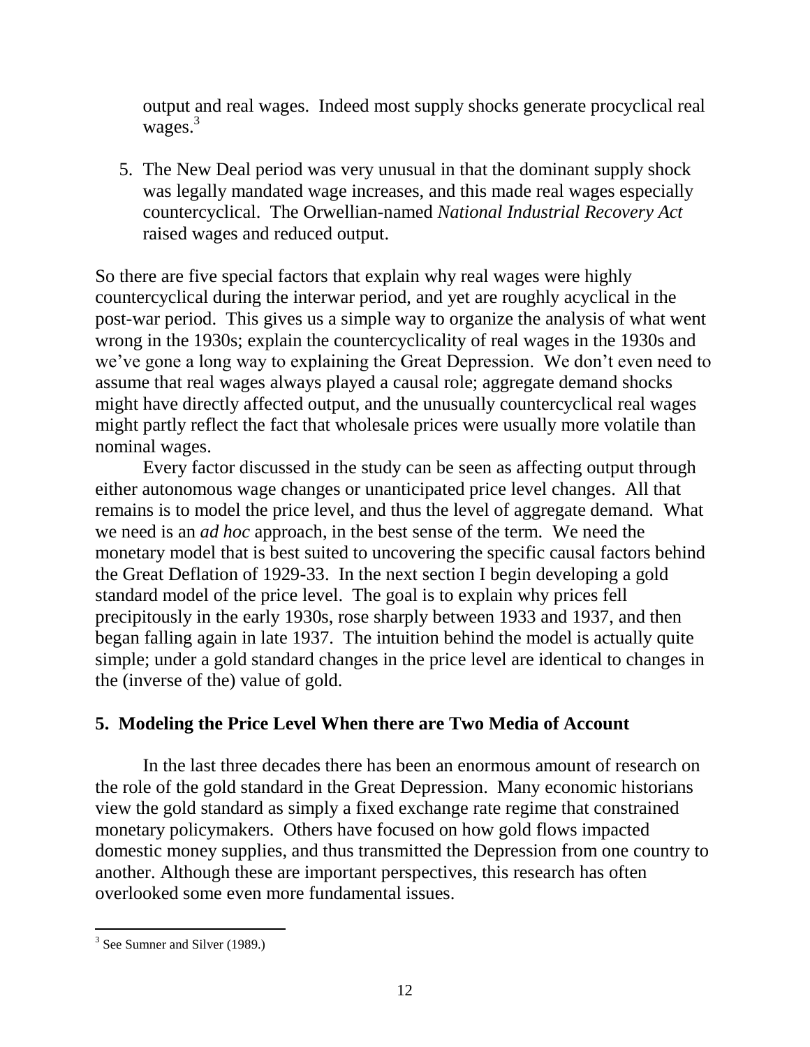output and real wages. Indeed most supply shocks generate procyclical real wages.[3]

5. The New Deal period was very unusual in that the dominant supply shock was legally mandated wage increases, and this made real wages especially countercyclical. The Orwellian-named *National Industrial Recovery Act* raised wages and reduced output.

So there are five special factors that explain why real wages were highly countercyclical during the interwar period, and yet are roughly acyclical in the post-war period. This gives us a simple way to organize the analysis of what went wrong in the 1930s; explain the countercyclicality of real wages in the 1930s and we've gone a long way to explaining the Great Depression. We don't even need to assume that real wages always played a causal role; aggregate demand shocks might have directly affected output, and the unusually countercyclical real wages might partly reflect the fact that wholesale prices were usually more volatile than nominal wages.

Every factor discussed in the study can be seen as affecting output through either autonomous wage changes or unanticipated price level changes. All that remains is to model the price level, and thus the level of aggregate demand. What we need is an *ad hoc* approach, in the best sense of the term. We need the monetary model that is best suited to uncovering the specific causal factors behind the Great Deflation of 1929-33. In the next section I begin developing a gold standard model of the price level. The goal is to explain why prices fell precipitously in the early 1930s, rose sharply between 1933 and 1937, and then began falling again in late 1937. The intuition behind the model is actually quite simple; under a gold standard changes in the price level are identical to changes in the (inverse of the) value of gold.

## 5. Modeling the Price Level When there are Two Media of Account

In the last three decades there has been an enormous amount of research on the role of the gold standard in the Great Depression. Many economic historians view the gold standard as simply a fixed exchange rate regime that constrained monetary policymakers. Others have focused on how gold flows impacted domestic money supplies, and thus transmitted the Depression from one country to another. Although these are important perspectives, this research has often overlooked some even more fundamental issues.

[3] See Sumner and Silver (1989.)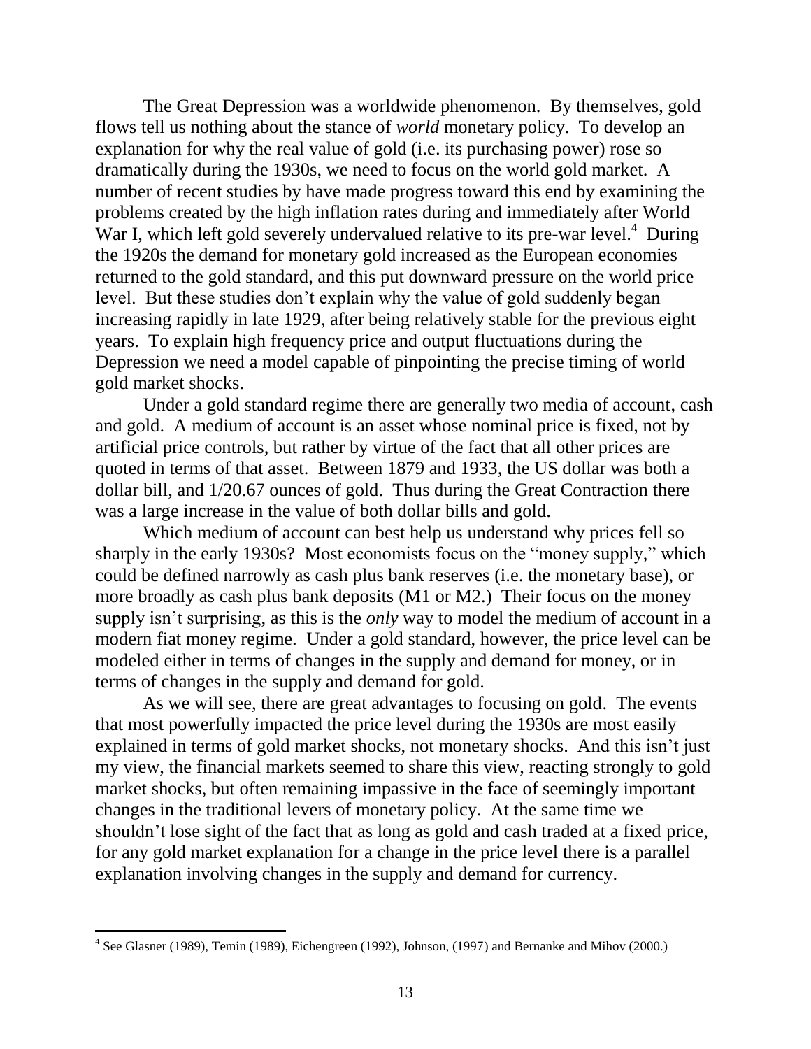The Great Depression was a worldwide phenomenon. By themselves, gold flows tell us nothing about the stance of *world* monetary policy. To develop an explanation for why the real value of gold (i.e. its purchasing power) rose so dramatically during the 1930s, we need to focus on the world gold market. A number of recent studies by have made progress toward this end by examining the problems created by the high inflation rates during and immediately after World War I, which left gold severely undervalued relative to its pre-war level.[4] During the 1920s the demand for monetary gold increased as the European economies returned to the gold standard, and this put downward pressure on the world price level. But these studies don't explain why the value of gold suddenly began increasing rapidly in late 1929, after being relatively stable for the previous eight years. To explain high frequency price and output fluctuations during the Depression we need a model capable of pinpointing the precise timing of world gold market shocks.

Under a gold standard regime there are generally two media of account, cash and gold. A medium of account is an asset whose nominal price is fixed, not by artificial price controls, but rather by virtue of the fact that all other prices are quoted in terms of that asset. Between 1879 and 1933, the US dollar was both a dollar bill, and 1/20.67 ounces of gold. Thus during the Great Contraction there was a large increase in the value of both dollar bills and gold.

Which medium of account can best help us understand why prices fell so sharply in the early 1930s? Most economists focus on the "money supply," which could be defined narrowly as cash plus bank reserves (i.e. the monetary base), or more broadly as cash plus bank deposits (M1 or M2.) Their focus on the money supply isn't surprising, as this is the *only* way to model the medium of account in a modern fiat money regime. Under a gold standard, however, the price level can be modeled either in terms of changes in the supply and demand for money, or in terms of changes in the supply and demand for gold.

As we will see, there are great advantages to focusing on gold. The events that most powerfully impacted the price level during the 1930s are most easily explained in terms of gold market shocks, not monetary shocks. And this isn't just my view, the financial markets seemed to share this view, reacting strongly to gold market shocks, but often remaining impassive in the face of seemingly important changes in the traditional levers of monetary policy. At the same time we shouldn't lose sight of the fact that as long as gold and cash traded at a fixed price, for any gold market explanation for a change in the price level there is a parallel explanation involving changes in the supply and demand for currency.

[4] See Glasner (1989), Temin (1989), Eichengreen (1992), Johnson, (1997) and Bernanke and Mihov (2000.)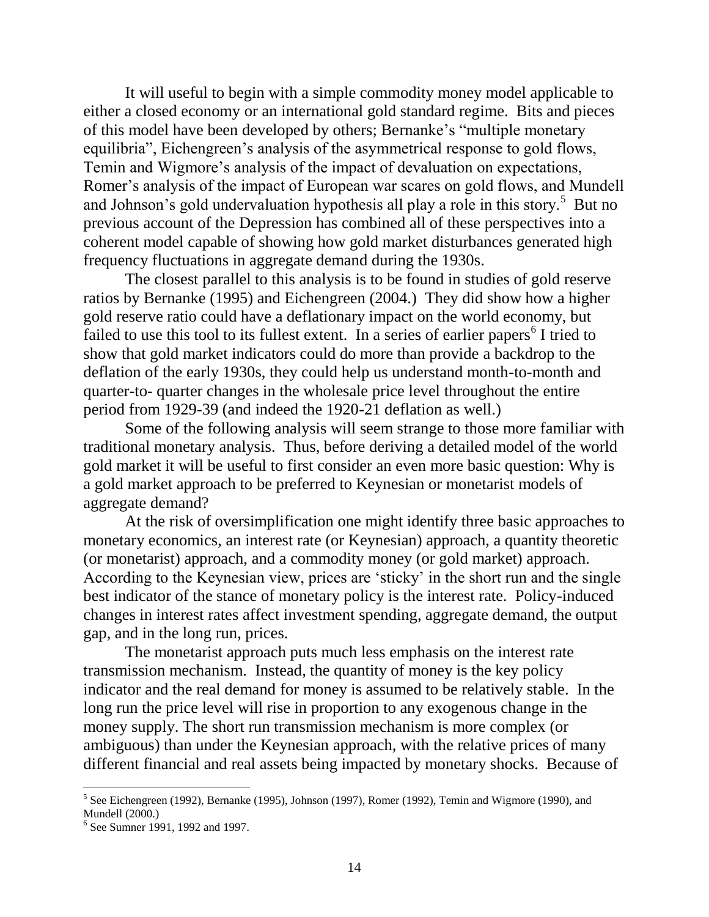It will useful to begin with a simple commodity money model applicable to either a closed economy or an international gold standard regime. Bits and pieces of this model have been developed by others; Bernanke's "multiple monetary equilibria", Eichengreen's analysis of the asymmetrical response to gold flows, Temin and Wigmore's analysis of the impact of devaluation on expectations, Romer's analysis of the impact of European war scares on gold flows, and Mundell and Johnson's gold undervaluation hypothesis all play a role in this story.[5] But no previous account of the Depression has combined all of these perspectives into a coherent model capable of showing how gold market disturbances generated high frequency fluctuations in aggregate demand during the 1930s.

The closest parallel to this analysis is to be found in studies of gold reserve ratios by Bernanke (1995) and Eichengreen (2004.) They did show how a higher gold reserve ratio could have a deflationary impact on the world economy, but failed to use this tool to its fullest extent. In a series of earlier papers[6] I tried to show that gold market indicators could do more than provide a backdrop to the deflation of the early 1930s, they could help us understand month-to-month and quarter-to- quarter changes in the wholesale price level throughout the entire period from 1929-39 (and indeed the 1920-21 deflation as well.)

Some of the following analysis will seem strange to those more familiar with traditional monetary analysis. Thus, before deriving a detailed model of the world gold market it will be useful to first consider an even more basic question: Why is a gold market approach to be preferred to Keynesian or monetarist models of aggregate demand?

At the risk of oversimplification one might identify three basic approaches to monetary economics, an interest rate (or Keynesian) approach, a quantity theoretic (or monetarist) approach, and a commodity money (or gold market) approach. According to the Keynesian view, prices are 'sticky' in the short run and the single best indicator of the stance of monetary policy is the interest rate. Policy-induced changes in interest rates affect investment spending, aggregate demand, the output gap, and in the long run, prices.

The monetarist approach puts much less emphasis on the interest rate transmission mechanism. Instead, the quantity of money is the key policy indicator and the real demand for money is assumed to be relatively stable. In the long run the price level will rise in proportion to any exogenous change in the money supply. The short run transmission mechanism is more complex (or ambiguous) than under the Keynesian approach, with the relative prices of many different financial and real assets being impacted by monetary shocks. Because of

---

[5] See Eichengreen (1992), Bernanke (1995), Johnson (1997), Romer (1992), Temin and Wigmore (1990), and Mundell (2000.)

[6] See Sumner 1991, 1992 and 1997.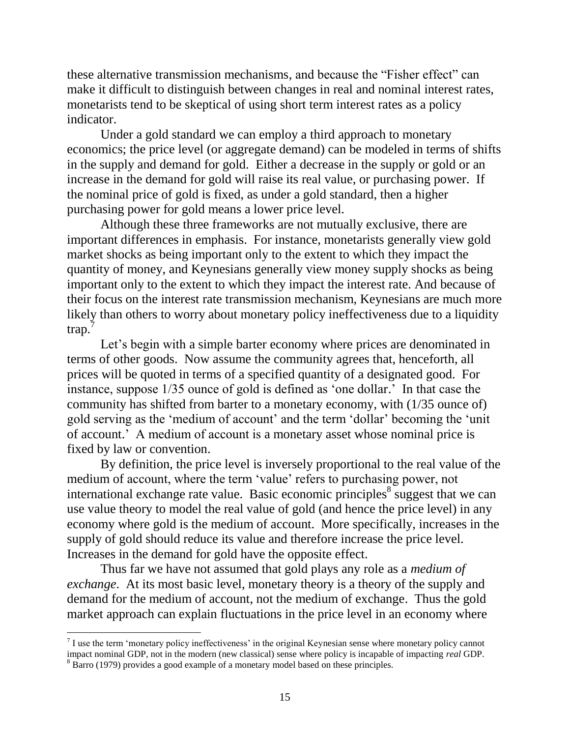these alternative transmission mechanisms, and because the "Fisher effect" can make it difficult to distinguish between changes in real and nominal interest rates, monetarists tend to be skeptical of using short term interest rates as a policy indicator.

Under a gold standard we can employ a third approach to monetary economics; the price level (or aggregate demand) can be modeled in terms of shifts in the supply and demand for gold. Either a decrease in the supply or gold or an increase in the demand for gold will raise its real value, or purchasing power. If the nominal price of gold is fixed, as under a gold standard, then a higher purchasing power for gold means a lower price level.

Although these three frameworks are not mutually exclusive, there are important differences in emphasis. For instance, monetarists generally view gold market shocks as being important only to the extent to which they impact the quantity of money, and Keynesians generally view money supply shocks as being important only to the extent to which they impact the interest rate. And because of their focus on the interest rate transmission mechanism, Keynesians are much more likely than others to worry about monetary policy ineffectiveness due to a liquidity trap.[7]

Let's begin with a simple barter economy where prices are denominated in terms of other goods. Now assume the community agrees that, henceforth, all prices will be quoted in terms of a specified quantity of a designated good. For instance, suppose 1/35 ounce of gold is defined as 'one dollar.' In that case the community has shifted from barter to a monetary economy, with (1/35 ounce of) gold serving as the 'medium of account' and the term 'dollar' becoming the 'unit of account.' A medium of account is a monetary asset whose nominal price is fixed by law or convention.

By definition, the price level is inversely proportional to the real value of the medium of account, where the term 'value' refers to purchasing power, not international exchange rate value. Basic economic principles[8] suggest that we can use value theory to model the real value of gold (and hence the price level) in any economy where gold is the medium of account. More specifically, increases in the supply of gold should reduce its value and therefore increase the price level. Increases in the demand for gold have the opposite effect.

Thus far we have not assumed that gold plays any role as a *medium of exchange*. At its most basic level, monetary theory is a theory of the supply and demand for the medium of account, not the medium of exchange. Thus the gold market approach can explain fluctuations in the price level in an economy where

[7] I use the term 'monetary policy ineffectiveness' in the original Keynesian sense where monetary policy cannot impact nominal GDP, not in the modern (new classical) sense where policy is incapable of impacting *real* GDP.

[8] Barro (1979) provides a good example of a monetary model based on these principles.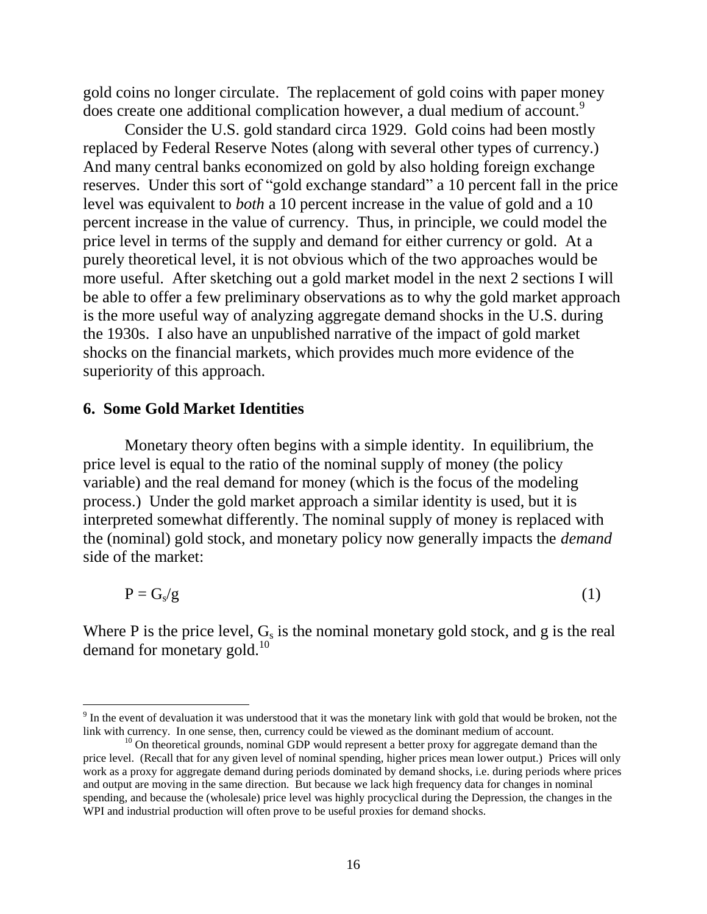gold coins no longer circulate. The replacement of gold coins with paper money does create one additional complication however, a dual medium of account.[9]

Consider the U.S. gold standard circa 1929. Gold coins had been mostly replaced by Federal Reserve Notes (along with several other types of currency.) And many central banks economized on gold by also holding foreign exchange reserves. Under this sort of "gold exchange standard" a 10 percent fall in the price level was equivalent to *both* a 10 percent increase in the value of gold and a 10 percent increase in the value of currency. Thus, in principle, we could model the price level in terms of the supply and demand for either currency or gold. At a purely theoretical level, it is not obvious which of the two approaches would be more useful. After sketching out a gold market model in the next 2 sections I will be able to offer a few preliminary observations as to why the gold market approach is the more useful way of analyzing aggregate demand shocks in the U.S. during the 1930s. I also have an unpublished narrative of the impact of gold market shocks on the financial markets, which provides much more evidence of the superiority of this approach.

## 6. Some Gold Market Identities

Monetary theory often begins with a simple identity. In equilibrium, the price level is equal to the ratio of the nominal supply of money (the policy variable) and the real demand for money (which is the focus of the modeling process.) Under the gold market approach a similar identity is used, but it is interpreted somewhat differently. The nominal supply of money is replaced with the (nominal) gold stock, and monetary policy now generally impacts the *demand* side of the market:

$$P = G_s/g \tag{1}$$

Where P is the price level, $G_s$ is the nominal monetary gold stock, and g is the real demand for monetary gold.[10]

---

[9] In the event of devaluation it was understood that it was the monetary link with gold that would be broken, not the link with currency. In one sense, then, currency could be viewed as the dominant medium of account.

[10] On theoretical grounds, nominal GDP would represent a better proxy for aggregate demand than the price level. (Recall that for any given level of nominal spending, higher prices mean lower output.) Prices will only work as a proxy for aggregate demand during periods dominated by demand shocks, i.e. during periods where prices and output are moving in the same direction. But because we lack high frequency data for changes in nominal spending, and because the (wholesale) price level was highly procyclical during the Depression, the changes in the WPI and industrial production will often prove to be useful proxies for demand shocks.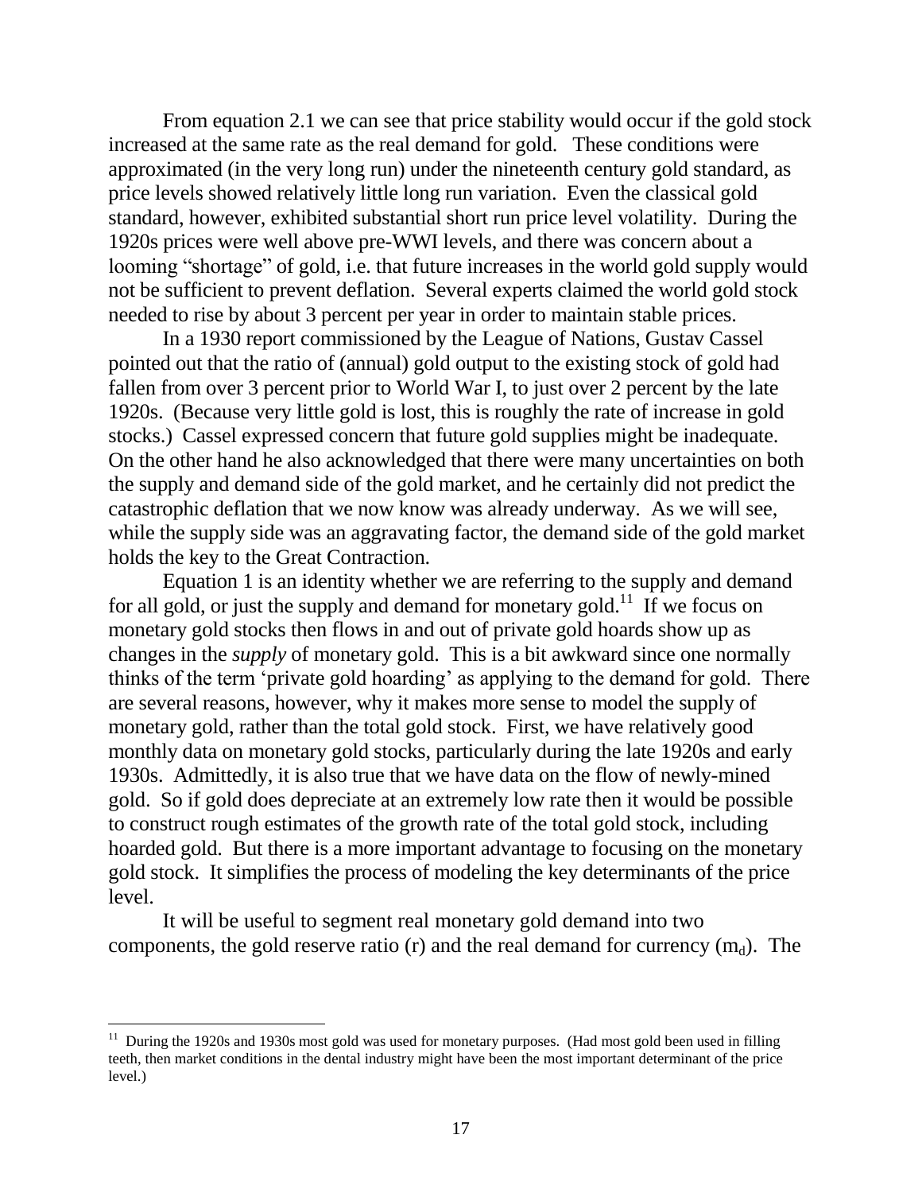From equation 2.1 we can see that price stability would occur if the gold stock increased at the same rate as the real demand for gold. These conditions were approximated (in the very long run) under the nineteenth century gold standard, as price levels showed relatively little long run variation. Even the classical gold standard, however, exhibited substantial short run price level volatility. During the 1920s prices were well above pre-WWI levels, and there was concern about a looming "shortage" of gold, i.e. that future increases in the world gold supply would not be sufficient to prevent deflation. Several experts claimed the world gold stock needed to rise by about 3 percent per year in order to maintain stable prices.

In a 1930 report commissioned by the League of Nations, Gustav Cassel pointed out that the ratio of (annual) gold output to the existing stock of gold had fallen from over 3 percent prior to World War I, to just over 2 percent by the late 1920s. (Because very little gold is lost, this is roughly the rate of increase in gold stocks.) Cassel expressed concern that future gold supplies might be inadequate. On the other hand he also acknowledged that there were many uncertainties on both the supply and demand side of the gold market, and he certainly did not predict the catastrophic deflation that we now know was already underway. As we will see, while the supply side was an aggravating factor, the demand side of the gold market holds the key to the Great Contraction.

Equation 1 is an identity whether we are referring to the supply and demand for all gold, or just the supply and demand for monetary gold.[11] If we focus on monetary gold stocks then flows in and out of private gold hoards show up as changes in the *supply* of monetary gold. This is a bit awkward since one normally thinks of the term 'private gold hoarding' as applying to the demand for gold. There are several reasons, however, why it makes more sense to model the supply of monetary gold, rather than the total gold stock. First, we have relatively good monthly data on monetary gold stocks, particularly during the late 1920s and early 1930s. Admittedly, it is also true that we have data on the flow of newly-mined gold. So if gold does depreciate at an extremely low rate then it would be possible to construct rough estimates of the growth rate of the total gold stock, including hoarded gold. But there is a more important advantage to focusing on the monetary gold stock. It simplifies the process of modeling the key determinants of the price level.

It will be useful to segment real monetary gold demand into two components, the gold reserve ratio (r) and the real demand for currency ($m_d$). The

[11] During the 1920s and 1930s most gold was used for monetary purposes. (Had most gold been used in filling teeth, then market conditions in the dental industry might have been the most important determinant of the price level.)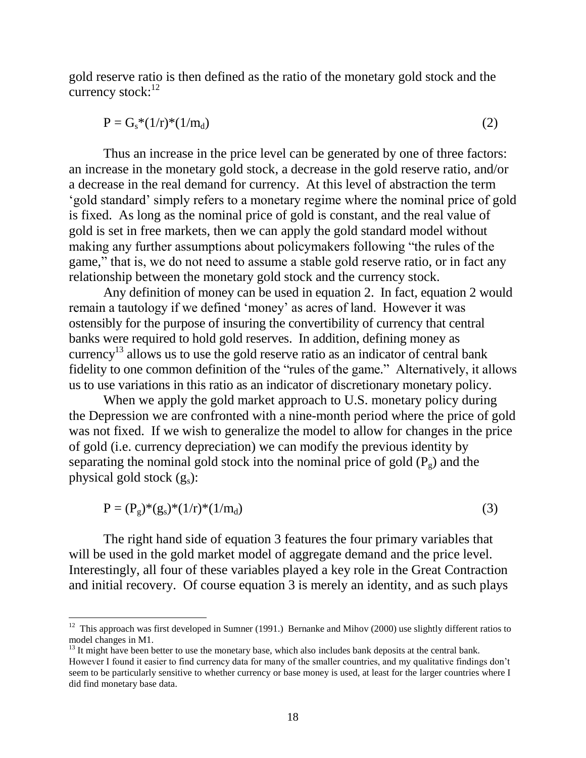gold reserve ratio is then defined as the ratio of the monetary gold stock and the currency stock:[12]

$$P = G_s*(1/r)*(1/m_d) \tag{2}$$

Thus an increase in the price level can be generated by one of three factors: an increase in the monetary gold stock, a decrease in the gold reserve ratio, and/or a decrease in the real demand for currency. At this level of abstraction the term 'gold standard' simply refers to a monetary regime where the nominal price of gold is fixed. As long as the nominal price of gold is constant, and the real value of gold is set in free markets, then we can apply the gold standard model without making any further assumptions about policymakers following "the rules of the game," that is, we do not need to assume a stable gold reserve ratio, or in fact any relationship between the monetary gold stock and the currency stock.

Any definition of money can be used in equation 2. In fact, equation 2 would remain a tautology if we defined 'money' as acres of land. However it was ostensibly for the purpose of insuring the convertibility of currency that central banks were required to hold gold reserves. In addition, defining money as currency[13] allows us to use the gold reserve ratio as an indicator of central bank fidelity to one common definition of the "rules of the game." Alternatively, it allows us to use variations in this ratio as an indicator of discretionary monetary policy.

When we apply the gold market approach to U.S. monetary policy during the Depression we are confronted with a nine-month period where the price of gold was not fixed. If we wish to generalize the model to allow for changes in the price of gold (i.e. currency depreciation) we can modify the previous identity by separating the nominal gold stock into the nominal price of gold ($P_g$) and the physical gold stock ($g_s$):

$$P = (P_g)*(g_s)*(1/r)*(1/m_d) \tag{3}$$

The right hand side of equation 3 features the four primary variables that will be used in the gold market model of aggregate demand and the price level. Interestingly, all four of these variables played a key role in the Great Contraction and initial recovery. Of course equation 3 is merely an identity, and as such plays

---

[12] This approach was first developed in Sumner (1991.) Bernanke and Mihov (2000) use slightly different ratios to model changes in M1.

[13] It might have been better to use the monetary base, which also includes bank deposits at the central bank. However I found it easier to find currency data for many of the smaller countries, and my qualitative findings don't seem to be particularly sensitive to whether currency or base money is used, at least for the larger countries where I did find monetary base data.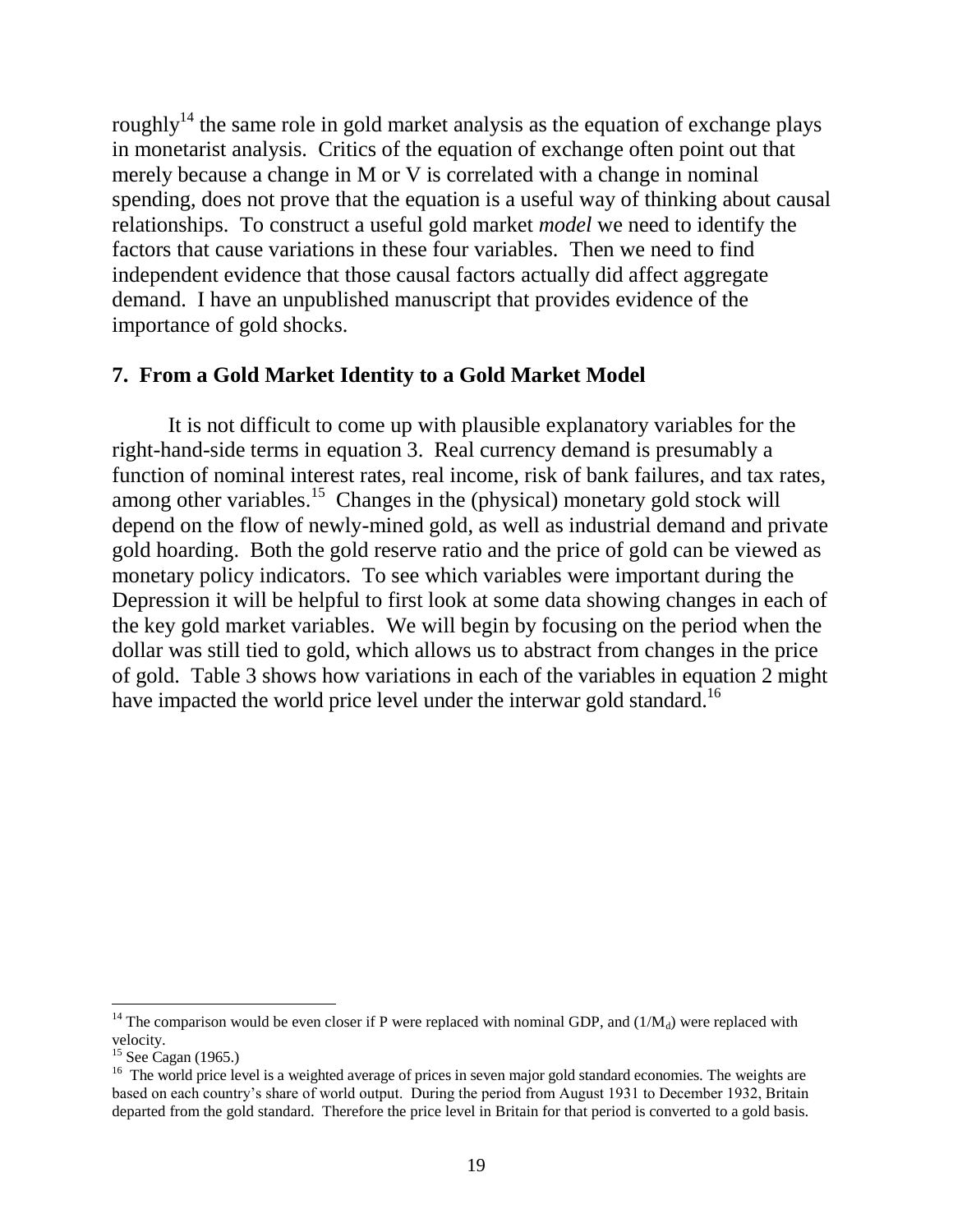roughly[14] the same role in gold market analysis as the equation of exchange plays in monetarist analysis. Critics of the equation of exchange often point out that merely because a change in M or V is correlated with a change in nominal spending, does not prove that the equation is a useful way of thinking about causal relationships. To construct a useful gold market *model* we need to identify the factors that cause variations in these four variables. Then we need to find independent evidence that those causal factors actually did affect aggregate demand. I have an unpublished manuscript that provides evidence of the importance of gold shocks.

## 7. From a Gold Market Identity to a Gold Market Model

It is not difficult to come up with plausible explanatory variables for the right-hand-side terms in equation 3. Real currency demand is presumably a function of nominal interest rates, real income, risk of bank failures, and tax rates, among other variables.[15] Changes in the (physical) monetary gold stock will depend on the flow of newly-mined gold, as well as industrial demand and private gold hoarding. Both the gold reserve ratio and the price of gold can be viewed as monetary policy indicators. To see which variables were important during the Depression it will be helpful to first look at some data showing changes in each of the key gold market variables. We will begin by focusing on the period when the dollar was still tied to gold, which allows us to abstract from changes in the price of gold. Table 3 shows how variations in each of the variables in equation 2 might have impacted the world price level under the interwar gold standard.[16]

---

[14] The comparison would be even closer if P were replaced with nominal GDP, and $(1/M_d)$ were replaced with velocity.

[15] See Cagan (1965.)

[16] The world price level is a weighted average of prices in seven major gold standard economies. The weights are based on each country's share of world output. During the period from August 1931 to December 1932, Britain departed from the gold standard. Therefore the price level in Britain for that period is converted to a gold basis.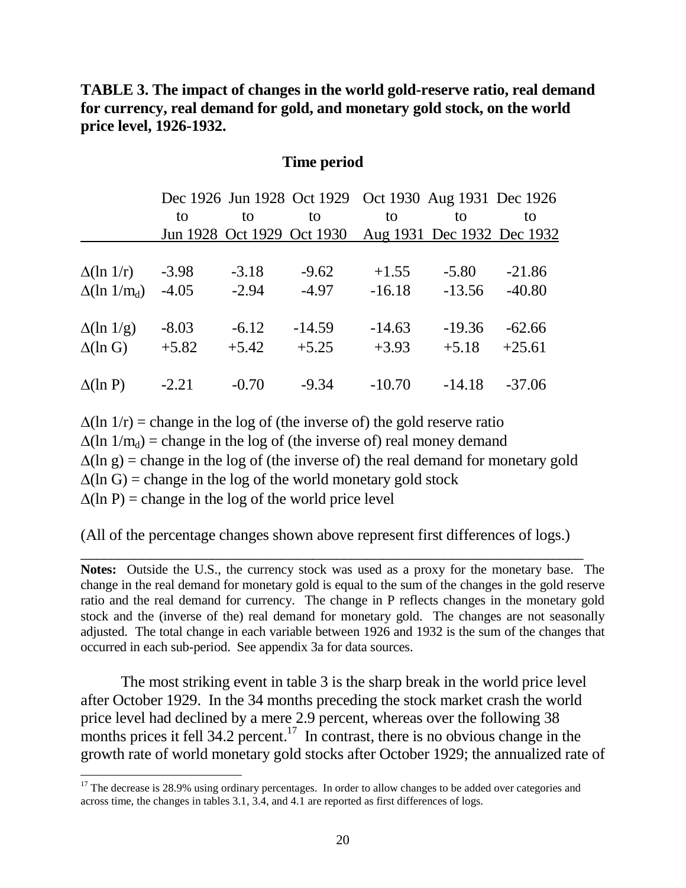**TABLE 3. The impact of changes in the world gold-reserve ratio, real demand for currency, real demand for gold, and monetary gold stock, on the world price level, 1926-1932.**

**Time period**

| | Dec 1926 to Jun 1928 | Jun 1928 to Oct 1929 | Oct 1929 to Oct 1930 | Oct 1930 to Aug 1931 | Aug 1931 to Dec 1932 | Dec 1926 to Dec 1932 |
|---|---|---|---|---|---|---|
| $\Delta(\ln 1/r)$ | -3.98 | -3.18 | -9.62 | +1.55 | -5.80 | -21.86 |
| $\Delta(\ln 1/m_d)$ | -4.05 | -2.94 | -4.97 | -16.18 | -13.56 | -40.80 |
| $\Delta(\ln 1/g)$ | -8.03 | -6.12 | -14.59 | -14.63 | -19.36 | -62.66 |
| $\Delta(\ln G)$ | +5.82 | +5.42 | +5.25 | +3.93 | +5.18 | +25.61 |
| $\Delta(\ln P)$ | -2.21 | -0.70 | -9.34 | -10.70 | -14.18 | -37.06 |

$\Delta(\ln 1/r)$ = change in the log of (the inverse of) the gold reserve ratio
$\Delta(\ln 1/m_d)$ = change in the log of (the inverse of) real money demand
$\Delta(\ln g)$ = change in the log of (the inverse of) the real demand for monetary gold
$\Delta(\ln G)$ = change in the log of the world monetary gold stock
$\Delta(\ln P)$ = change in the log of the world price level

(All of the percentage changes shown above represent first differences of logs.)

**Notes:** Outside the U.S., the currency stock was used as a proxy for the monetary base. The change in the real demand for monetary gold is equal to the sum of the changes in the gold reserve ratio and the real demand for currency. The change in P reflects changes in the monetary gold stock and the (inverse of the) real demand for monetary gold. The changes are not seasonally adjusted. The total change in each variable between 1926 and 1932 is the sum of the changes that occurred in each sub-period. See appendix 3a for data sources.

The most striking event in table 3 is the sharp break in the world price level after October 1929. In the 34 months preceding the stock market crash the world price level had declined by a mere 2.9 percent, whereas over the following 38 months prices it fell 34.2 percent.[17] In contrast, there is no obvious change in the growth rate of world monetary gold stocks after October 1929; the annualized rate of

[17] The decrease is 28.9% using ordinary percentages. In order to allow changes to be added over categories and across time, the changes in tables 3.1, 3.4, and 4.1 are reported as first differences of logs.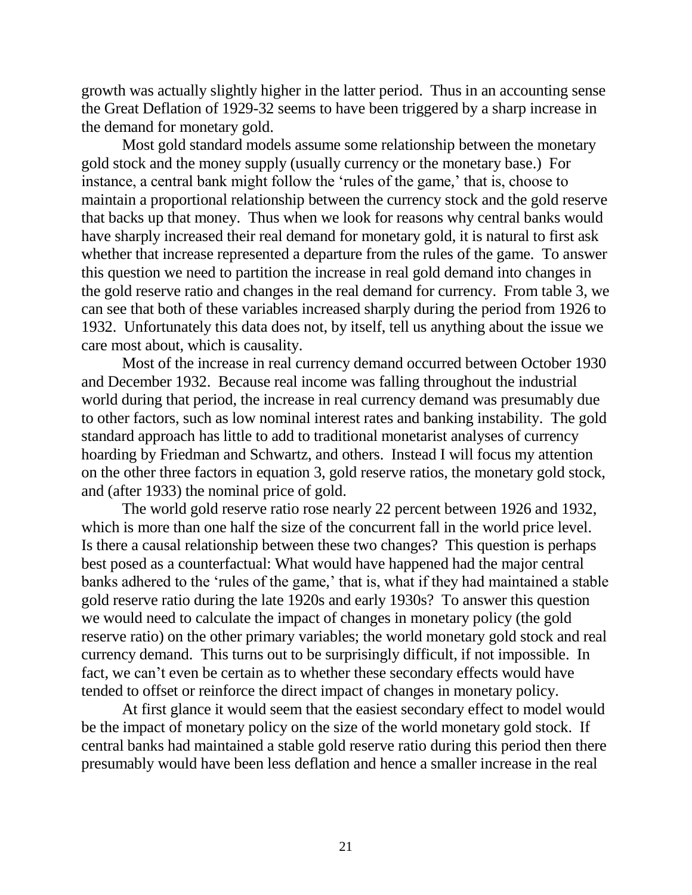growth was actually slightly higher in the latter period. Thus in an accounting sense the Great Deflation of 1929-32 seems to have been triggered by a sharp increase in the demand for monetary gold.

Most gold standard models assume some relationship between the monetary gold stock and the money supply (usually currency or the monetary base.) For instance, a central bank might follow the 'rules of the game,' that is, choose to maintain a proportional relationship between the currency stock and the gold reserve that backs up that money. Thus when we look for reasons why central banks would have sharply increased their real demand for monetary gold, it is natural to first ask whether that increase represented a departure from the rules of the game. To answer this question we need to partition the increase in real gold demand into changes in the gold reserve ratio and changes in the real demand for currency. From table 3, we can see that both of these variables increased sharply during the period from 1926 to 1932. Unfortunately this data does not, by itself, tell us anything about the issue we care most about, which is causality.

Most of the increase in real currency demand occurred between October 1930 and December 1932. Because real income was falling throughout the industrial world during that period, the increase in real currency demand was presumably due to other factors, such as low nominal interest rates and banking instability. The gold standard approach has little to add to traditional monetarist analyses of currency hoarding by Friedman and Schwartz, and others. Instead I will focus my attention on the other three factors in equation 3, gold reserve ratios, the monetary gold stock, and (after 1933) the nominal price of gold.

The world gold reserve ratio rose nearly 22 percent between 1926 and 1932, which is more than one half the size of the concurrent fall in the world price level. Is there a causal relationship between these two changes? This question is perhaps best posed as a counterfactual: What would have happened had the major central banks adhered to the 'rules of the game,' that is, what if they had maintained a stable gold reserve ratio during the late 1920s and early 1930s? To answer this question we would need to calculate the impact of changes in monetary policy (the gold reserve ratio) on the other primary variables; the world monetary gold stock and real currency demand. This turns out to be surprisingly difficult, if not impossible. In fact, we can't even be certain as to whether these secondary effects would have tended to offset or reinforce the direct impact of changes in monetary policy.

At first glance it would seem that the easiest secondary effect to model would be the impact of monetary policy on the size of the world monetary gold stock. If central banks had maintained a stable gold reserve ratio during this period then there presumably would have been less deflation and hence a smaller increase in the real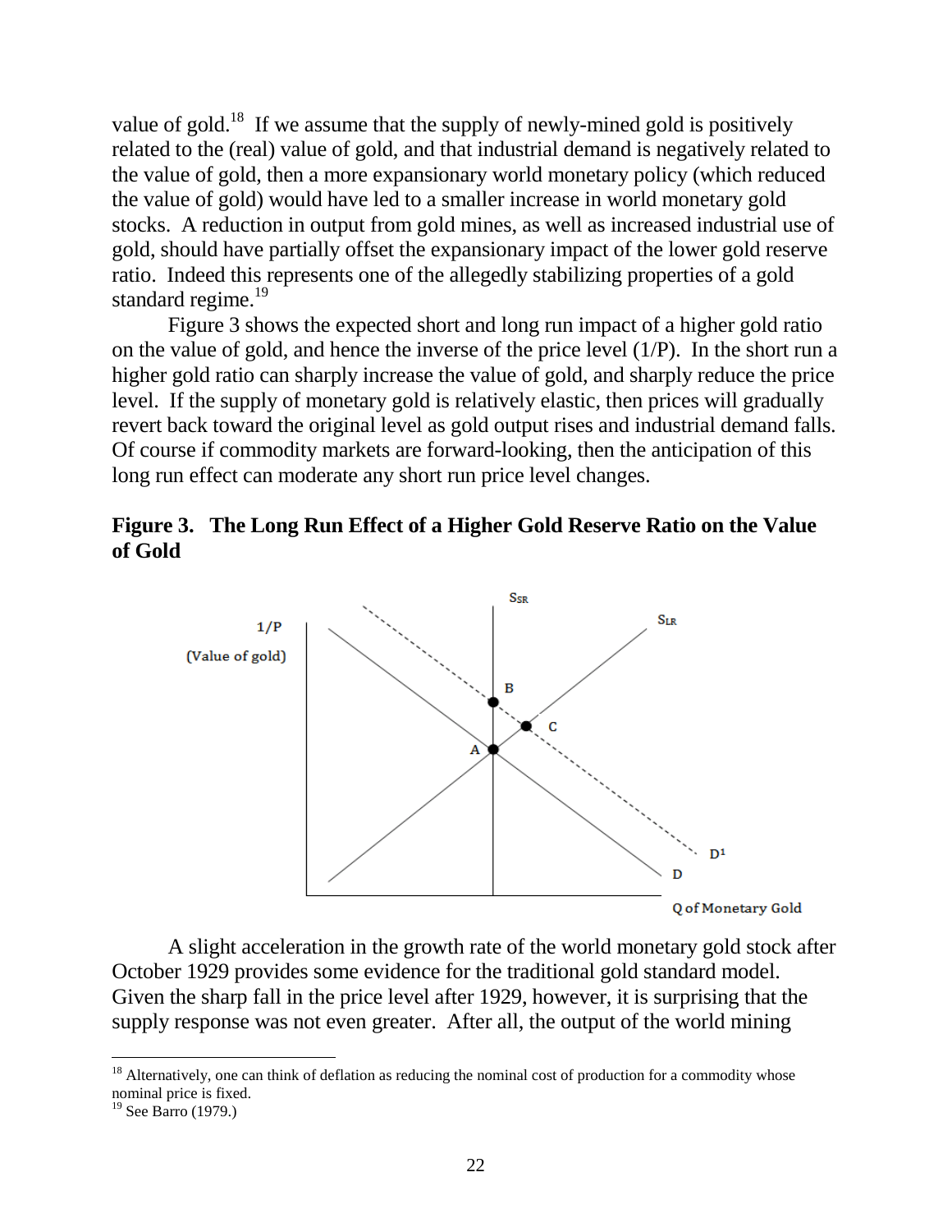value of gold.[18] If we assume that the supply of newly-mined gold is positively related to the (real) value of gold, and that industrial demand is negatively related to the value of gold, then a more expansionary world monetary policy (which reduced the value of gold) would have led to a smaller increase in world monetary gold stocks. A reduction in output from gold mines, as well as increased industrial use of gold, should have partially offset the expansionary impact of the lower gold reserve ratio. Indeed this represents one of the allegedly stabilizing properties of a gold standard regime.[19]

Figure 3 shows the expected short and long run impact of a higher gold ratio on the value of gold, and hence the inverse of the price level (1/P). In the short run a higher gold ratio can sharply increase the value of gold, and sharply reduce the price level. If the supply of monetary gold is relatively elastic, then prices will gradually revert back toward the original level as gold output rises and industrial demand falls. Of course if commodity markets are forward-looking, then the anticipation of this long run effect can moderate any short run price level changes.

**Figure 3. The Long Run Effect of a Higher Gold Reserve Ratio on the Value of Gold**

A slight acceleration in the growth rate of the world monetary gold stock after October 1929 provides some evidence for the traditional gold standard model. Given the sharp fall in the price level after 1929, however, it is surprising that the supply response was not even greater. After all, the output of the world mining

---

[18] Alternatively, one can think of deflation as reducing the nominal cost of production for a commodity whose nominal price is fixed.

[19] See Barro (1979.)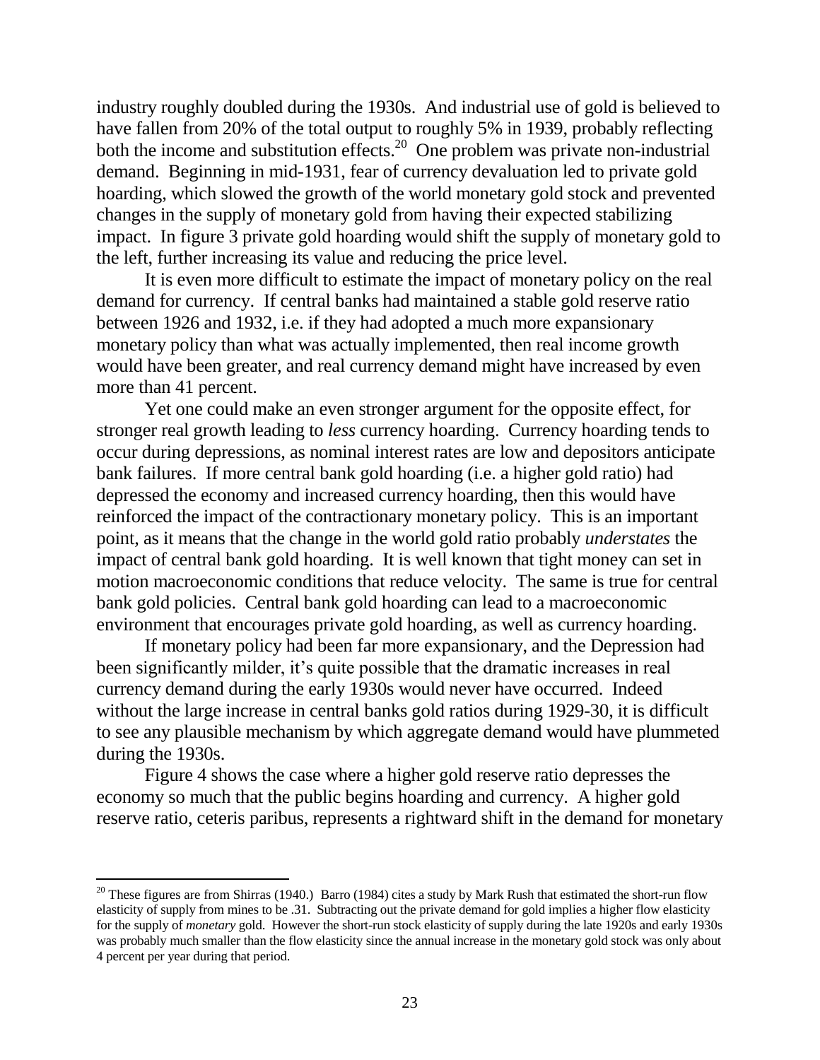industry roughly doubled during the 1930s. And industrial use of gold is believed to have fallen from 20% of the total output to roughly 5% in 1939, probably reflecting both the income and substitution effects.[20] One problem was private non-industrial demand. Beginning in mid-1931, fear of currency devaluation led to private gold hoarding, which slowed the growth of the world monetary gold stock and prevented changes in the supply of monetary gold from having their expected stabilizing impact. In figure 3 private gold hoarding would shift the supply of monetary gold to the left, further increasing its value and reducing the price level.

It is even more difficult to estimate the impact of monetary policy on the real demand for currency. If central banks had maintained a stable gold reserve ratio between 1926 and 1932, i.e. if they had adopted a much more expansionary monetary policy than what was actually implemented, then real income growth would have been greater, and real currency demand might have increased by even more than 41 percent.

Yet one could make an even stronger argument for the opposite effect, for stronger real growth leading to *less* currency hoarding. Currency hoarding tends to occur during depressions, as nominal interest rates are low and depositors anticipate bank failures. If more central bank gold hoarding (i.e. a higher gold ratio) had depressed the economy and increased currency hoarding, then this would have reinforced the impact of the contractionary monetary policy. This is an important point, as it means that the change in the world gold ratio probably *understates* the impact of central bank gold hoarding. It is well known that tight money can set in motion macroeconomic conditions that reduce velocity. The same is true for central bank gold policies. Central bank gold hoarding can lead to a macroeconomic environment that encourages private gold hoarding, as well as currency hoarding.

If monetary policy had been far more expansionary, and the Depression had been significantly milder, it's quite possible that the dramatic increases in real currency demand during the early 1930s would never have occurred. Indeed without the large increase in central banks gold ratios during 1929-30, it is difficult to see any plausible mechanism by which aggregate demand would have plummeted during the 1930s.

Figure 4 shows the case where a higher gold reserve ratio depresses the economy so much that the public begins hoarding and currency. A higher gold reserve ratio, ceteris paribus, represents a rightward shift in the demand for monetary

---

[20] These figures are from Shirras (1940.) Barro (1984) cites a study by Mark Rush that estimated the short-run flow elasticity of supply from mines to be .31. Subtracting out the private demand for gold implies a higher flow elasticity for the supply of *monetary* gold. However the short-run stock elasticity of supply during the late 1920s and early 1930s was probably much smaller than the flow elasticity since the annual increase in the monetary gold stock was only about 4 percent per year during that period.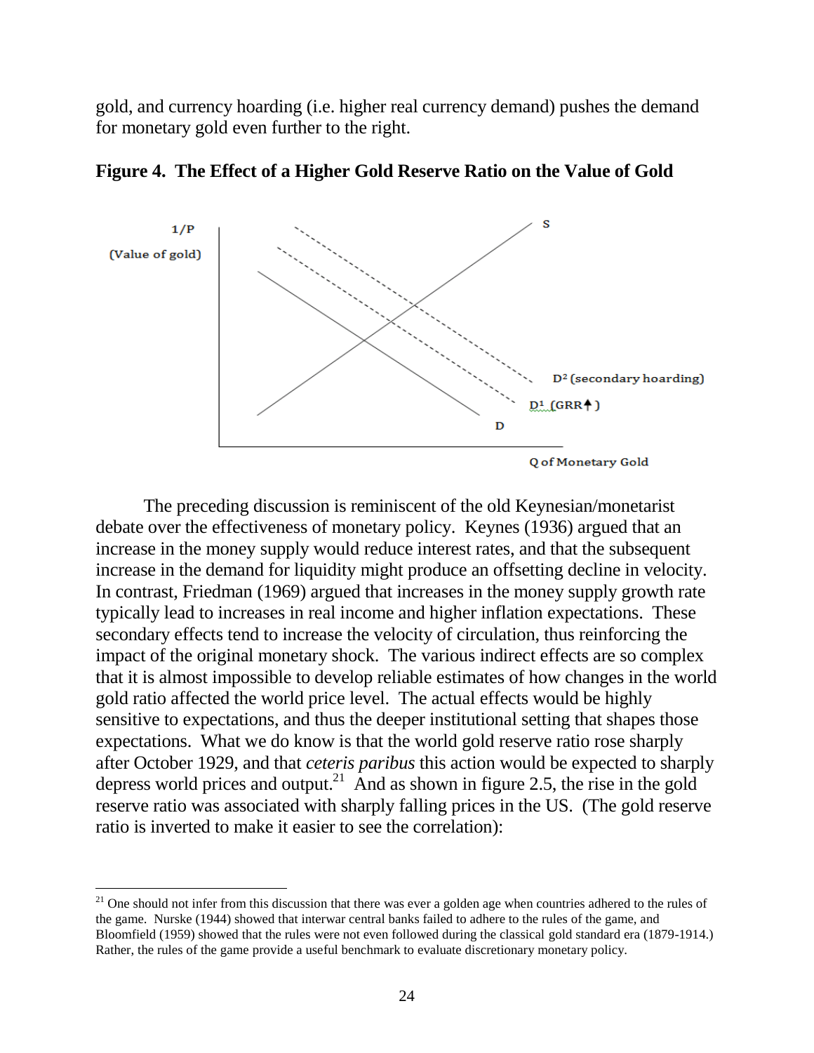gold, and currency hoarding (i.e. higher real currency demand) pushes the demand for monetary gold even further to the right.

**Figure 4. The Effect of a Higher Gold Reserve Ratio on the Value of Gold**

1/P (Value of gold)

S

D² (secondary hoarding)

D¹ (GRR↑)

D

Q of Monetary Gold

The preceding discussion is reminiscent of the old Keynesian/monetarist debate over the effectiveness of monetary policy. Keynes (1936) argued that an increase in the money supply would reduce interest rates, and that the subsequent increase in the demand for liquidity might produce an offsetting decline in velocity. In contrast, Friedman (1969) argued that increases in the money supply growth rate typically lead to increases in real income and higher inflation expectations. These secondary effects tend to increase the velocity of circulation, thus reinforcing the impact of the original monetary shock. The various indirect effects are so complex that it is almost impossible to develop reliable estimates of how changes in the world gold ratio affected the world price level. The actual effects would be highly sensitive to expectations, and thus the deeper institutional setting that shapes those expectations. What we do know is that the world gold reserve ratio rose sharply after October 1929, and that *ceteris paribus* this action would be expected to sharply depress world prices and output.[21] And as shown in figure 2.5, the rise in the gold reserve ratio was associated with sharply falling prices in the US. (The gold reserve ratio is inverted to make it easier to see the correlation):

[21] One should not infer from this discussion that there was ever a golden age when countries adhered to the rules of the game. Nurske (1944) showed that interwar central banks failed to adhere to the rules of the game, and Bloomfield (1959) showed that the rules were not even followed during the classical gold standard era (1879-1914.) Rather, the rules of the game provide a useful benchmark to evaluate discretionary monetary policy.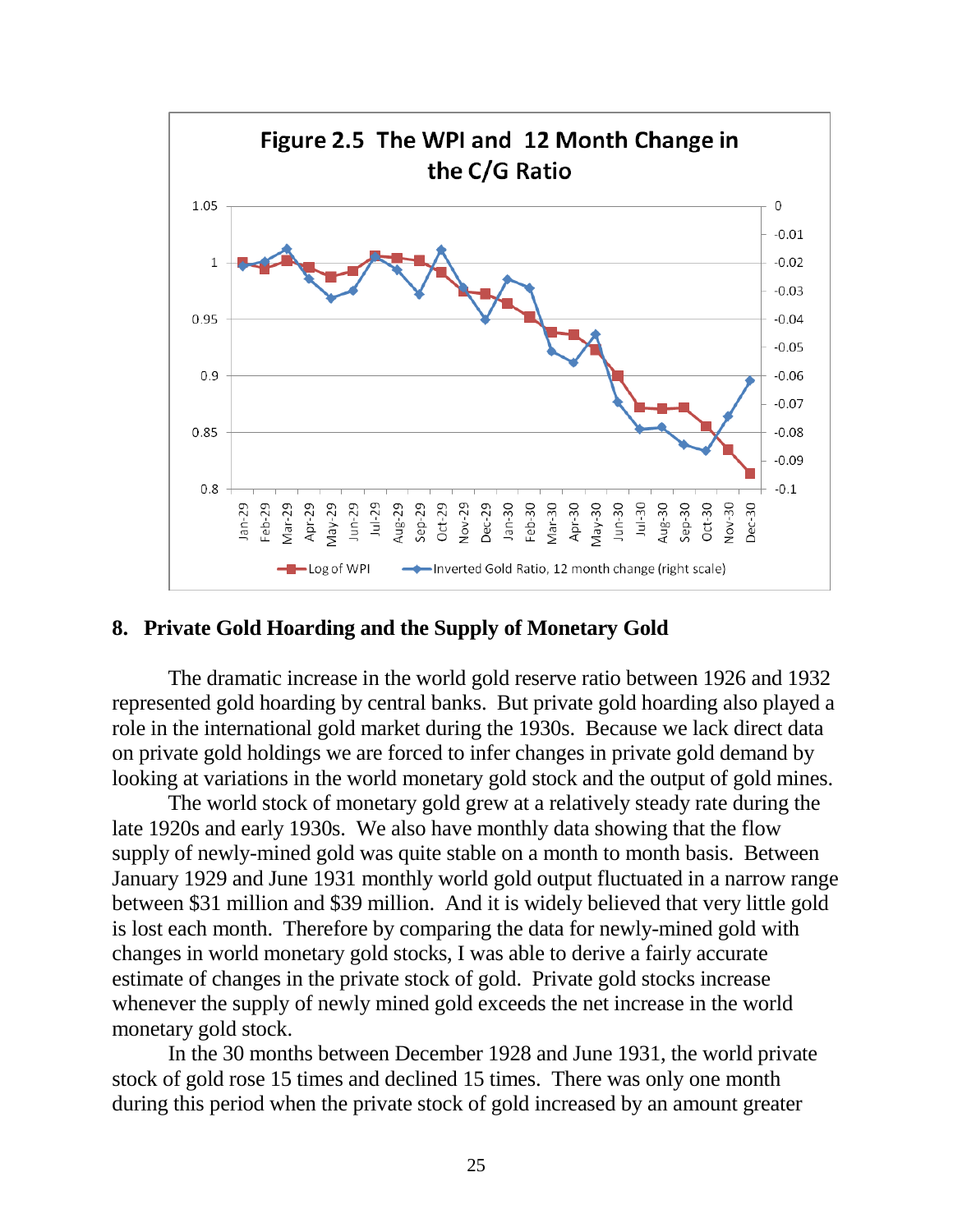Figure 2.5 The WPI and 12 Month Change in the C/G Ratio

## 8. Private Gold Hoarding and the Supply of Monetary Gold

The dramatic increase in the world gold reserve ratio between 1926 and 1932 represented gold hoarding by central banks. But private gold hoarding also played a role in the international gold market during the 1930s. Because we lack direct data on private gold holdings we are forced to infer changes in private gold demand by looking at variations in the world monetary gold stock and the output of gold mines.

The world stock of monetary gold grew at a relatively steady rate during the late 1920s and early 1930s. We also have monthly data showing that the flow supply of newly-mined gold was quite stable on a month to month basis. Between January 1929 and June 1931 monthly world gold output fluctuated in a narrow range between \$31 million and \$39 million. And it is widely believed that very little gold is lost each month. Therefore by comparing the data for newly-mined gold with changes in world monetary gold stocks, I was able to derive a fairly accurate estimate of changes in the private stock of gold. Private gold stocks increase whenever the supply of newly mined gold exceeds the net increase in the world monetary gold stock.

In the 30 months between December 1928 and June 1931, the world private stock of gold rose 15 times and declined 15 times. There was only one month during this period when the private stock of gold increased by an amount greater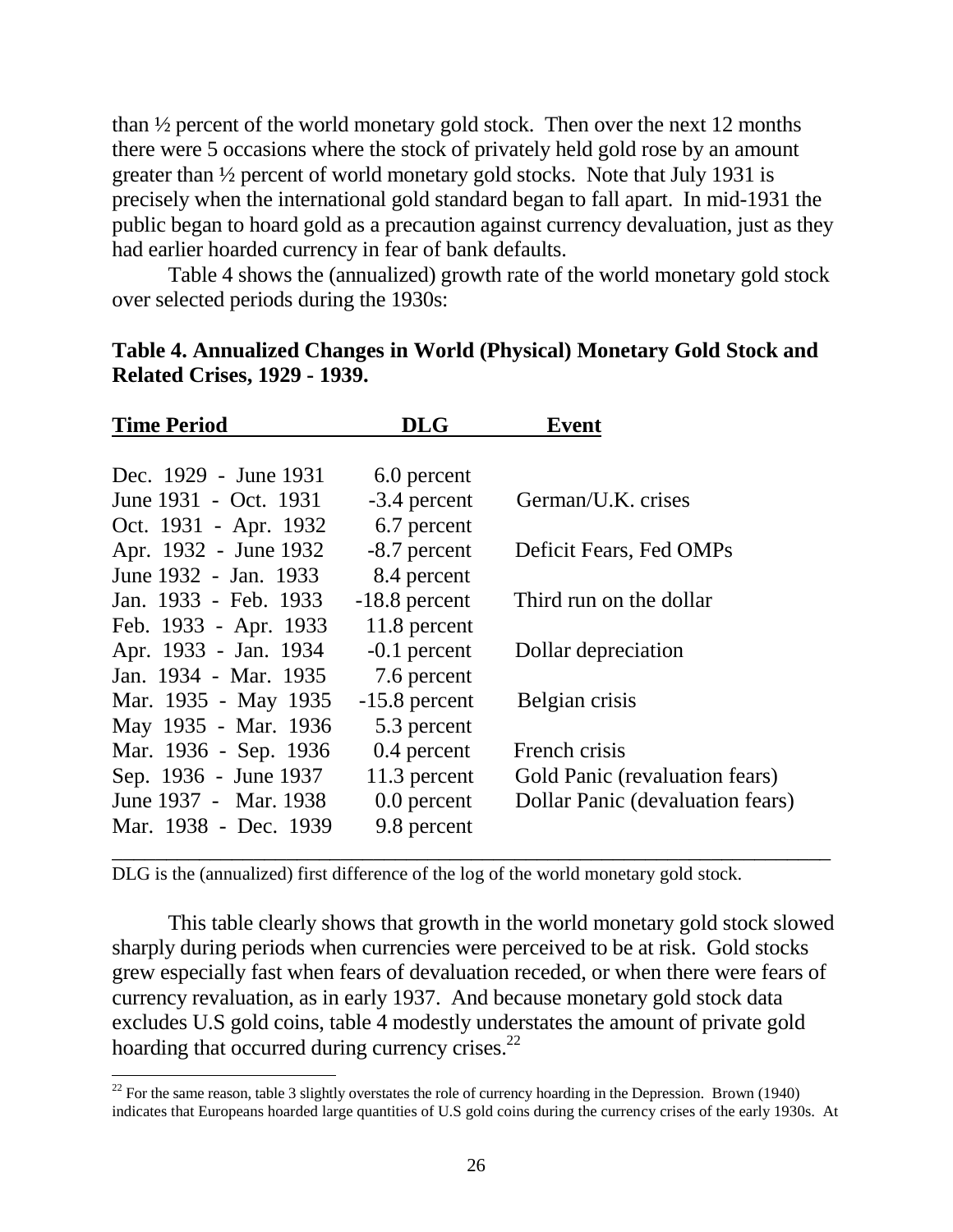than ½ percent of the world monetary gold stock. Then over the next 12 months there were 5 occasions where the stock of privately held gold rose by an amount greater than ½ percent of world monetary gold stocks. Note that July 1931 is precisely when the international gold standard began to fall apart. In mid-1931 the public began to hoard gold as a precaution against currency devaluation, just as they had earlier hoarded currency in fear of bank defaults.

Table 4 shows the (annualized) growth rate of the world monetary gold stock over selected periods during the 1930s:

**Table 4. Annualized Changes in World (Physical) Monetary Gold Stock and Related Crises, 1929 - 1939.**

| Time Period | DLG | Event |
|---|---|---|
| Dec. 1929 - June 1931 | 6.0 percent | |
| June 1931 - Oct. 1931 | -3.4 percent | German/U.K. crises |
| Oct. 1931 - Apr. 1932 | 6.7 percent | |
| Apr. 1932 - June 1932 | -8.7 percent | Deficit Fears, Fed OMPs |
| June 1932 - Jan. 1933 | 8.4 percent | |
| Jan. 1933 - Feb. 1933 | -18.8 percent | Third run on the dollar |
| Feb. 1933 - Apr. 1933 | 11.8 percent | |
| Apr. 1933 - Jan. 1934 | -0.1 percent | Dollar depreciation |
| Jan. 1934 - Mar. 1935 | 7.6 percent | |
| Mar. 1935 - May 1935 | -15.8 percent | Belgian crisis |
| May 1935 - Mar. 1936 | 5.3 percent | |
| Mar. 1936 - Sep. 1936 | 0.4 percent | French crisis |
| Sep. 1936 - June 1937 | 11.3 percent | Gold Panic (revaluation fears) |
| June 1937 - Mar. 1938 | 0.0 percent | Dollar Panic (devaluation fears) |
| Mar. 1938 - Dec. 1939 | 9.8 percent | |

DLG is the (annualized) first difference of the log of the world monetary gold stock.

This table clearly shows that growth in the world monetary gold stock slowed sharply during periods when currencies were perceived to be at risk. Gold stocks grew especially fast when fears of devaluation receded, or when there were fears of currency revaluation, as in early 1937. And because monetary gold stock data excludes U.S gold coins, table 4 modestly understates the amount of private gold hoarding that occurred during currency crises.[22]

[22] For the same reason, table 3 slightly overstates the role of currency hoarding in the Depression. Brown (1940) indicates that Europeans hoarded large quantities of U.S gold coins during the currency crises of the early 1930s. At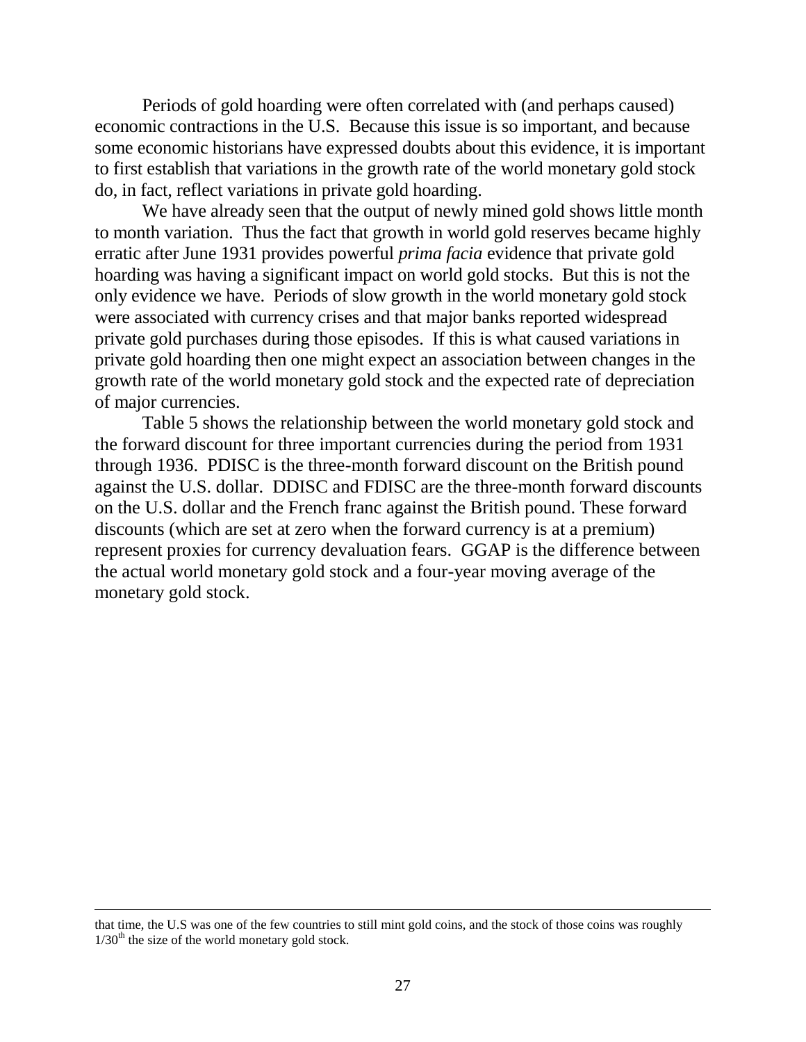Periods of gold hoarding were often correlated with (and perhaps caused) economic contractions in the U.S. Because this issue is so important, and because some economic historians have expressed doubts about this evidence, it is important to first establish that variations in the growth rate of the world monetary gold stock do, in fact, reflect variations in private gold hoarding.

We have already seen that the output of newly mined gold shows little month to month variation. Thus the fact that growth in world gold reserves became highly erratic after June 1931 provides powerful *prima facia* evidence that private gold hoarding was having a significant impact on world gold stocks. But this is not the only evidence we have. Periods of slow growth in the world monetary gold stock were associated with currency crises and that major banks reported widespread private gold purchases during those episodes. If this is what caused variations in private gold hoarding then one might expect an association between changes in the growth rate of the world monetary gold stock and the expected rate of depreciation of major currencies.

Table 5 shows the relationship between the world monetary gold stock and the forward discount for three important currencies during the period from 1931 through 1936. PDISC is the three-month forward discount on the British pound against the U.S. dollar. DDISC and FDISC are the three-month forward discounts on the U.S. dollar and the French franc against the British pound. These forward discounts (which are set at zero when the forward currency is at a premium) represent proxies for currency devaluation fears. GGAP is the difference between the actual world monetary gold stock and a four-year moving average of the monetary gold stock.

---

that time, the U.S was one of the few countries to still mint gold coins, and the stock of those coins was roughly 1/30th the size of the world monetary gold stock.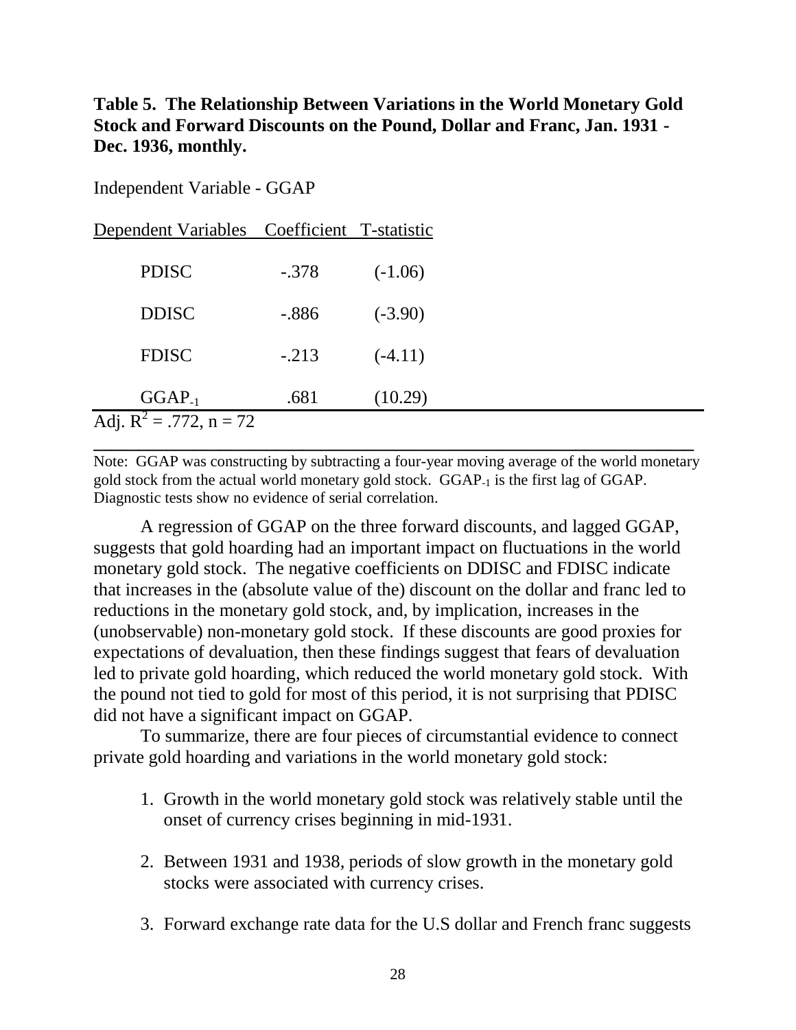**Table 5. The Relationship Between Variations in the World Monetary Gold Stock and Forward Discounts on the Pound, Dollar and Franc, Jan. 1931 - Dec. 1936, monthly.**

Independent Variable - GGAP

| Dependent Variables | Coefficient | T-statistic |
|---|---|---|
| PDISC | -.378 | (-1.06) |
| DDISC | -.886 | (-3.90) |
| FDISC | -.213 | (-4.11) |
| $GGAP_{-1}$ | .681 | (10.29) |

Adj. $R^2$ = .772, n = 72

Note: GGAP was constructing by subtracting a four-year moving average of the world monetary gold stock from the actual world monetary gold stock. $GGAP_{-1}$ is the first lag of GGAP. Diagnostic tests show no evidence of serial correlation.

A regression of GGAP on the three forward discounts, and lagged GGAP, suggests that gold hoarding had an important impact on fluctuations in the world monetary gold stock. The negative coefficients on DDISC and FDISC indicate that increases in the (absolute value of the) discount on the dollar and franc led to reductions in the monetary gold stock, and, by implication, increases in the (unobservable) non-monetary gold stock. If these discounts are good proxies for expectations of devaluation, then these findings suggest that fears of devaluation led to private gold hoarding, which reduced the world monetary gold stock. With the pound not tied to gold for most of this period, it is not surprising that PDISC did not have a significant impact on GGAP.

To summarize, there are four pieces of circumstantial evidence to connect private gold hoarding and variations in the world monetary gold stock:

1. Growth in the world monetary gold stock was relatively stable until the onset of currency crises beginning in mid-1931.

2. Between 1931 and 1938, periods of slow growth in the monetary gold stocks were associated with currency crises.

3. Forward exchange rate data for the U.S dollar and French franc suggests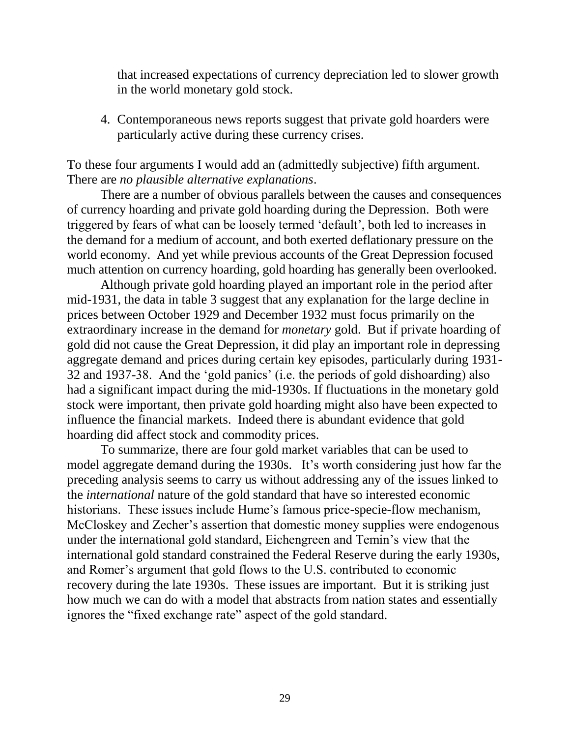that increased expectations of currency depreciation led to slower growth in the world monetary gold stock.

4. Contemporaneous news reports suggest that private gold hoarders were particularly active during these currency crises.

To these four arguments I would add an (admittedly subjective) fifth argument. There are *no plausible alternative explanations*.

There are a number of obvious parallels between the causes and consequences of currency hoarding and private gold hoarding during the Depression. Both were triggered by fears of what can be loosely termed 'default', both led to increases in the demand for a medium of account, and both exerted deflationary pressure on the world economy. And yet while previous accounts of the Great Depression focused much attention on currency hoarding, gold hoarding has generally been overlooked.

Although private gold hoarding played an important role in the period after mid-1931, the data in table 3 suggest that any explanation for the large decline in prices between October 1929 and December 1932 must focus primarily on the extraordinary increase in the demand for *monetary* gold. But if private hoarding of gold did not cause the Great Depression, it did play an important role in depressing aggregate demand and prices during certain key episodes, particularly during 1931-32 and 1937-38. And the 'gold panics' (i.e. the periods of gold dishoarding) also had a significant impact during the mid-1930s. If fluctuations in the monetary gold stock were important, then private gold hoarding might also have been expected to influence the financial markets. Indeed there is abundant evidence that gold hoarding did affect stock and commodity prices.

To summarize, there are four gold market variables that can be used to model aggregate demand during the 1930s. It's worth considering just how far the preceding analysis seems to carry us without addressing any of the issues linked to the *international* nature of the gold standard that have so interested economic historians. These issues include Hume's famous price-specie-flow mechanism, McCloskey and Zecher's assertion that domestic money supplies were endogenous under the international gold standard, Eichengreen and Temin's view that the international gold standard constrained the Federal Reserve during the early 1930s, and Romer's argument that gold flows to the U.S. contributed to economic recovery during the late 1930s. These issues are important. But it is striking just how much we can do with a model that abstracts from nation states and essentially ignores the "fixed exchange rate" aspect of the gold standard.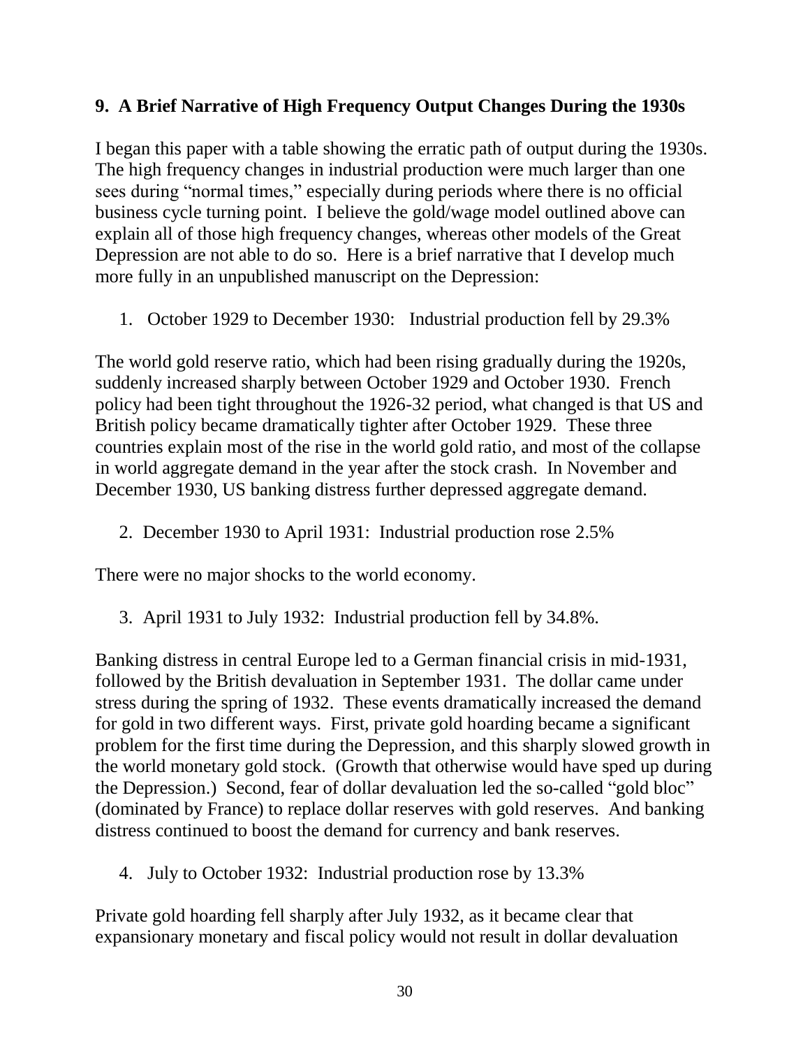## 9. A Brief Narrative of High Frequency Output Changes During the 1930s

I began this paper with a table showing the erratic path of output during the 1930s. The high frequency changes in industrial production were much larger than one sees during "normal times," especially during periods where there is no official business cycle turning point. I believe the gold/wage model outlined above can explain all of those high frequency changes, whereas other models of the Great Depression are not able to do so. Here is a brief narrative that I develop much more fully in an unpublished manuscript on the Depression:

1. October 1929 to December 1930: Industrial production fell by 29.3%

The world gold reserve ratio, which had been rising gradually during the 1920s, suddenly increased sharply between October 1929 and October 1930. French policy had been tight throughout the 1926-32 period, what changed is that US and British policy became dramatically tighter after October 1929. These three countries explain most of the rise in the world gold ratio, and most of the collapse in world aggregate demand in the year after the stock crash. In November and December 1930, US banking distress further depressed aggregate demand.

2. December 1930 to April 1931: Industrial production rose 2.5%

There were no major shocks to the world economy.

3. April 1931 to July 1932: Industrial production fell by 34.8%.

Banking distress in central Europe led to a German financial crisis in mid-1931, followed by the British devaluation in September 1931. The dollar came under stress during the spring of 1932. These events dramatically increased the demand for gold in two different ways. First, private gold hoarding became a significant problem for the first time during the Depression, and this sharply slowed growth in the world monetary gold stock. (Growth that otherwise would have sped up during the Depression.) Second, fear of dollar devaluation led the so-called "gold bloc" (dominated by France) to replace dollar reserves with gold reserves. And banking distress continued to boost the demand for currency and bank reserves.

4. July to October 1932: Industrial production rose by 13.3%

Private gold hoarding fell sharply after July 1932, as it became clear that expansionary monetary and fiscal policy would not result in dollar devaluation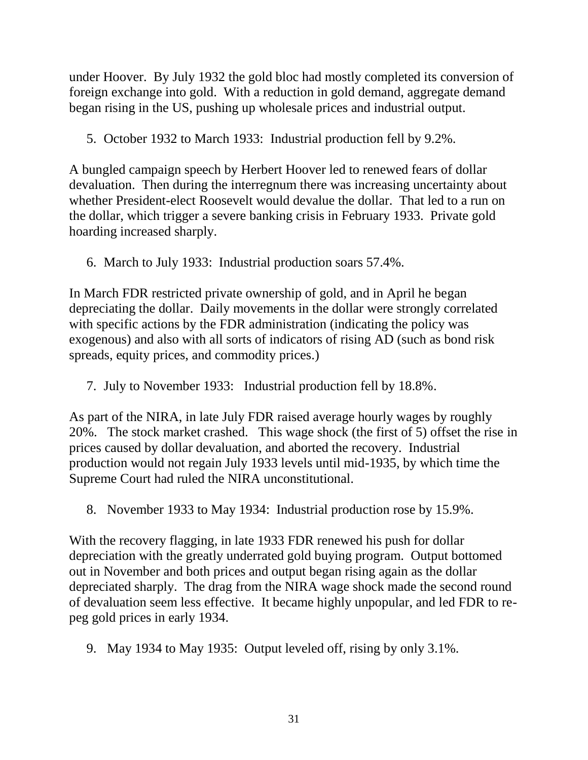under Hoover. By July 1932 the gold bloc had mostly completed its conversion of foreign exchange into gold. With a reduction in gold demand, aggregate demand began rising in the US, pushing up wholesale prices and industrial output.

5. October 1932 to March 1933: Industrial production fell by 9.2%.

A bungled campaign speech by Herbert Hoover led to renewed fears of dollar devaluation. Then during the interregnum there was increasing uncertainty about whether President-elect Roosevelt would devalue the dollar. That led to a run on the dollar, which trigger a severe banking crisis in February 1933. Private gold hoarding increased sharply.

6. March to July 1933: Industrial production soars 57.4%.

In March FDR restricted private ownership of gold, and in April he began depreciating the dollar. Daily movements in the dollar were strongly correlated with specific actions by the FDR administration (indicating the policy was exogenous) and also with all sorts of indicators of rising AD (such as bond risk spreads, equity prices, and commodity prices.)

7. July to November 1933: Industrial production fell by 18.8%.

As part of the NIRA, in late July FDR raised average hourly wages by roughly 20%. The stock market crashed. This wage shock (the first of 5) offset the rise in prices caused by dollar devaluation, and aborted the recovery. Industrial production would not regain July 1933 levels until mid-1935, by which time the Supreme Court had ruled the NIRA unconstitutional.

8. November 1933 to May 1934: Industrial production rose by 15.9%.

With the recovery flagging, in late 1933 FDR renewed his push for dollar depreciation with the greatly underrated gold buying program. Output bottomed out in November and both prices and output began rising again as the dollar depreciated sharply. The drag from the NIRA wage shock made the second round of devaluation seem less effective. It became highly unpopular, and led FDR to re-peg gold prices in early 1934.

9. May 1934 to May 1935: Output leveled off, rising by only 3.1%.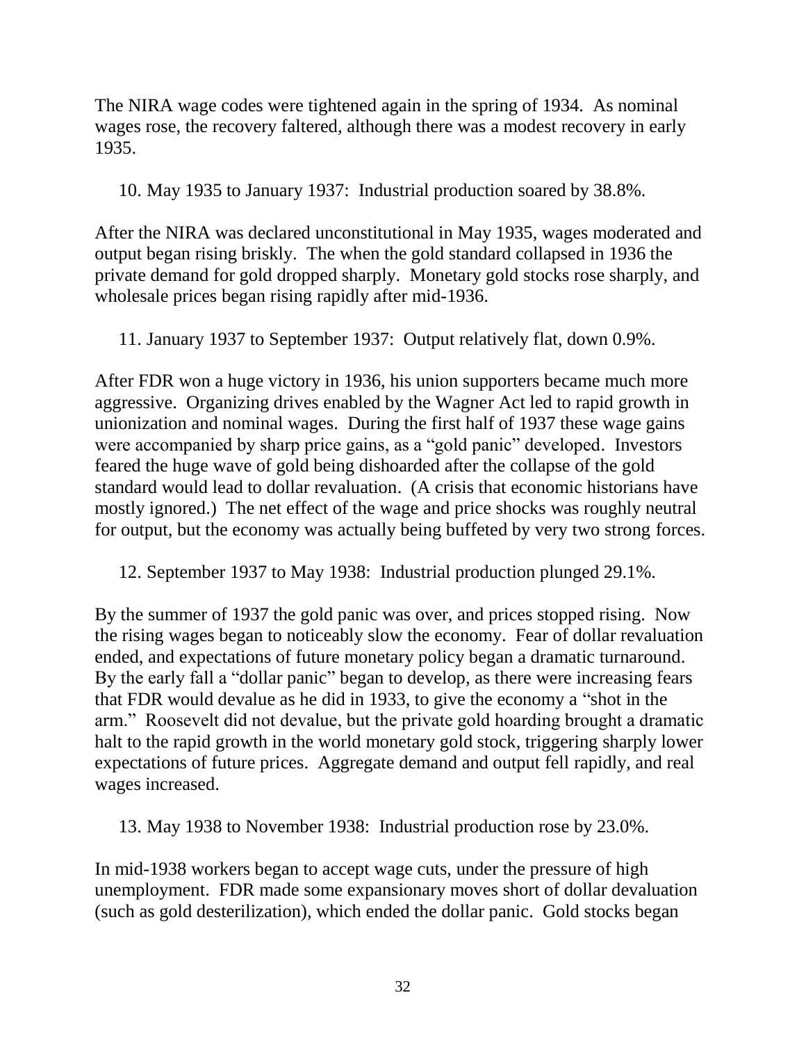The NIRA wage codes were tightened again in the spring of 1934. As nominal wages rose, the recovery faltered, although there was a modest recovery in early 1935.

10. May 1935 to January 1937: Industrial production soared by 38.8%.

After the NIRA was declared unconstitutional in May 1935, wages moderated and output began rising briskly. The when the gold standard collapsed in 1936 the private demand for gold dropped sharply. Monetary gold stocks rose sharply, and wholesale prices began rising rapidly after mid-1936.

11. January 1937 to September 1937: Output relatively flat, down 0.9%.

After FDR won a huge victory in 1936, his union supporters became much more aggressive. Organizing drives enabled by the Wagner Act led to rapid growth in unionization and nominal wages. During the first half of 1937 these wage gains were accompanied by sharp price gains, as a "gold panic" developed. Investors feared the huge wave of gold being dishoarded after the collapse of the gold standard would lead to dollar revaluation. (A crisis that economic historians have mostly ignored.) The net effect of the wage and price shocks was roughly neutral for output, but the economy was actually being buffeted by very two strong forces.

12. September 1937 to May 1938: Industrial production plunged 29.1%.

By the summer of 1937 the gold panic was over, and prices stopped rising. Now the rising wages began to noticeably slow the economy. Fear of dollar revaluation ended, and expectations of future monetary policy began a dramatic turnaround. By the early fall a "dollar panic" began to develop, as there were increasing fears that FDR would devalue as he did in 1933, to give the economy a "shot in the arm." Roosevelt did not devalue, but the private gold hoarding brought a dramatic halt to the rapid growth in the world monetary gold stock, triggering sharply lower expectations of future prices. Aggregate demand and output fell rapidly, and real wages increased.

13. May 1938 to November 1938: Industrial production rose by 23.0%.

In mid-1938 workers began to accept wage cuts, under the pressure of high unemployment. FDR made some expansionary moves short of dollar devaluation (such as gold desterilization), which ended the dollar panic. Gold stocks began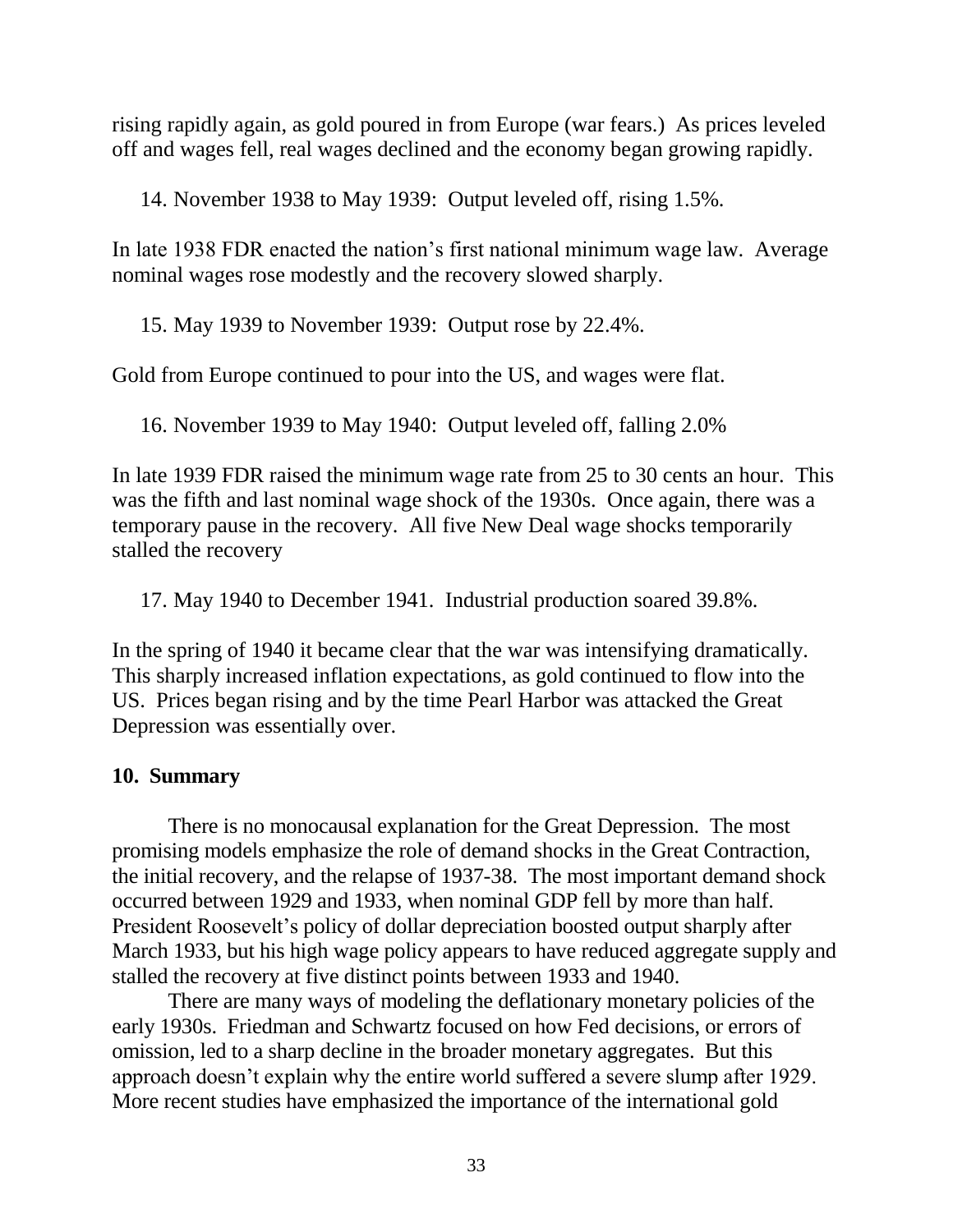rising rapidly again, as gold poured in from Europe (war fears.) As prices leveled off and wages fell, real wages declined and the economy began growing rapidly.

14. November 1938 to May 1939: Output leveled off, rising 1.5%.

In late 1938 FDR enacted the nation's first national minimum wage law. Average nominal wages rose modestly and the recovery slowed sharply.

15. May 1939 to November 1939: Output rose by 22.4%.

Gold from Europe continued to pour into the US, and wages were flat.

16. November 1939 to May 1940: Output leveled off, falling 2.0%

In late 1939 FDR raised the minimum wage rate from 25 to 30 cents an hour. This was the fifth and last nominal wage shock of the 1930s. Once again, there was a temporary pause in the recovery. All five New Deal wage shocks temporarily stalled the recovery

17. May 1940 to December 1941. Industrial production soared 39.8%.

In the spring of 1940 it became clear that the war was intensifying dramatically. This sharply increased inflation expectations, as gold continued to flow into the US. Prices began rising and by the time Pearl Harbor was attacked the Great Depression was essentially over.

## 10. Summary

There is no monocausal explanation for the Great Depression. The most promising models emphasize the role of demand shocks in the Great Contraction, the initial recovery, and the relapse of 1937-38. The most important demand shock occurred between 1929 and 1933, when nominal GDP fell by more than half. President Roosevelt's policy of dollar depreciation boosted output sharply after March 1933, but his high wage policy appears to have reduced aggregate supply and stalled the recovery at five distinct points between 1933 and 1940.

There are many ways of modeling the deflationary monetary policies of the early 1930s. Friedman and Schwartz focused on how Fed decisions, or errors of omission, led to a sharp decline in the broader monetary aggregates. But this approach doesn't explain why the entire world suffered a severe slump after 1929. More recent studies have emphasized the importance of the international gold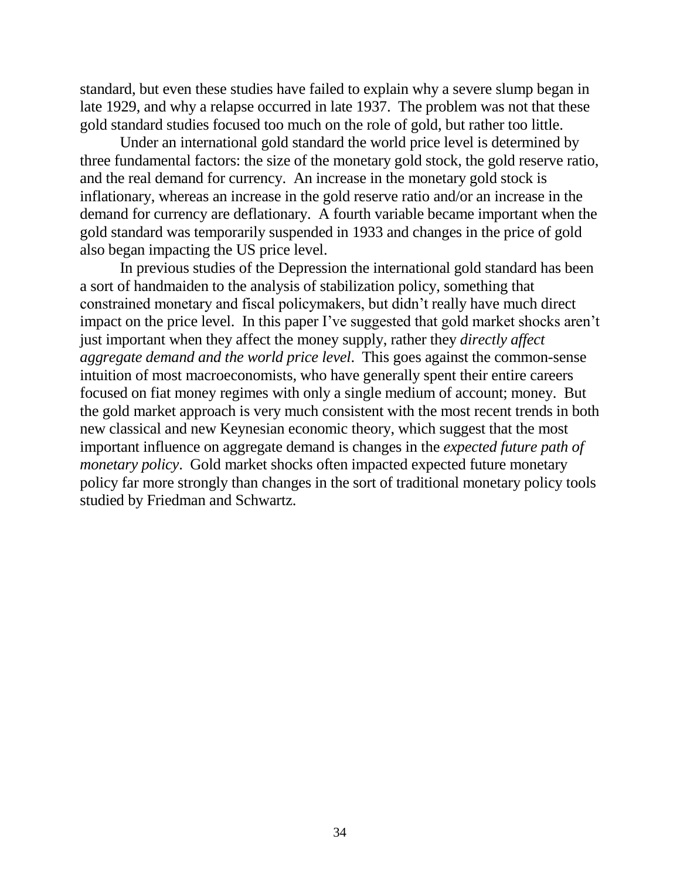standard, but even these studies have failed to explain why a severe slump began in late 1929, and why a relapse occurred in late 1937. The problem was not that these gold standard studies focused too much on the role of gold, but rather too little.

Under an international gold standard the world price level is determined by three fundamental factors: the size of the monetary gold stock, the gold reserve ratio, and the real demand for currency. An increase in the monetary gold stock is inflationary, whereas an increase in the gold reserve ratio and/or an increase in the demand for currency are deflationary. A fourth variable became important when the gold standard was temporarily suspended in 1933 and changes in the price of gold also began impacting the US price level.

In previous studies of the Depression the international gold standard has been a sort of handmaiden to the analysis of stabilization policy, something that constrained monetary and fiscal policymakers, but didn't really have much direct impact on the price level. In this paper I've suggested that gold market shocks aren't just important when they affect the money supply, rather they *directly affect aggregate demand and the world price level*. This goes against the common-sense intuition of most macroeconomists, who have generally spent their entire careers focused on fiat money regimes with only a single medium of account; money. But the gold market approach is very much consistent with the most recent trends in both new classical and new Keynesian economic theory, which suggest that the most important influence on aggregate demand is changes in the *expected future path of monetary policy*. Gold market shocks often impacted expected future monetary policy far more strongly than changes in the sort of traditional monetary policy tools studied by Friedman and Schwartz.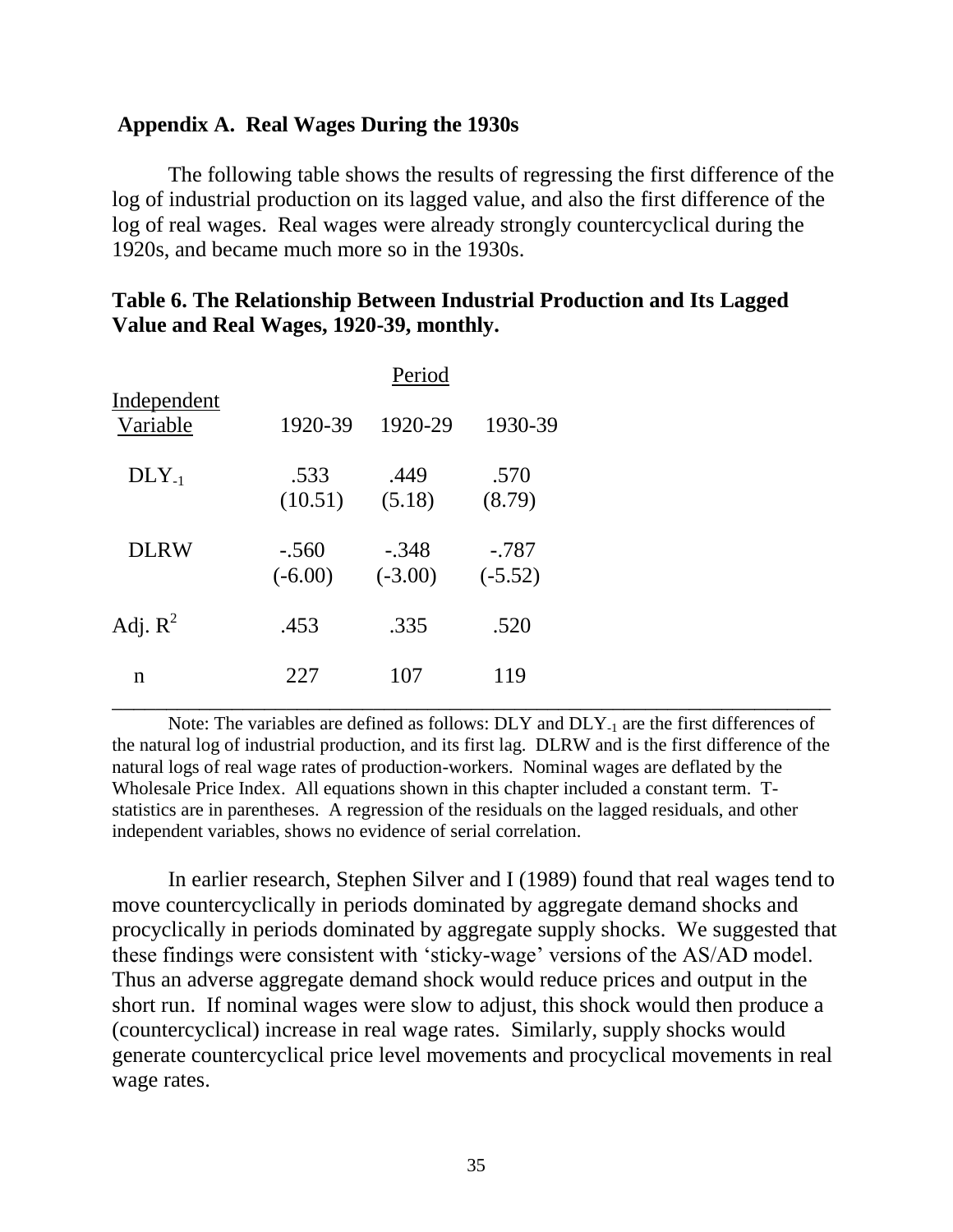## Appendix A. Real Wages During the 1930s

The following table shows the results of regressing the first difference of the log of industrial production on its lagged value, and also the first difference of the log of real wages. Real wages were already strongly countercyclical during the 1920s, and became much more so in the 1930s.

**Table 6. The Relationship Between Industrial Production and Its Lagged Value and Real Wages, 1920-39, monthly.**

| Independent Variable | Period | | |
|---|---|---|---|
| | 1920-39 | 1920-29 | 1930-39 |
| $DLY_{-1}$ | .533 (10.51) | .449 (5.18) | .570 (8.79) |
| DLRW | -.560 (-6.00) | -.348 (-3.00) | -.787 (-5.52) |
| Adj. $R^2$ | .453 | .335 | .520 |
| n | 227 | 107 | 119 |

Note: The variables are defined as follows: DLY and $DLY_{-1}$ are the first differences of the natural log of industrial production, and its first lag. DLRW and is the first difference of the natural logs of real wage rates of production-workers. Nominal wages are deflated by the Wholesale Price Index. All equations shown in this chapter included a constant term. T-statistics are in parentheses. A regression of the residuals on the lagged residuals, and other independent variables, shows no evidence of serial correlation.

In earlier research, Stephen Silver and I (1989) found that real wages tend to move countercyclically in periods dominated by aggregate demand shocks and procyclically in periods dominated by aggregate supply shocks. We suggested that these findings were consistent with 'sticky-wage' versions of the AS/AD model. Thus an adverse aggregate demand shock would reduce prices and output in the short run. If nominal wages were slow to adjust, this shock would then produce a (countercyclical) increase in real wage rates. Similarly, supply shocks would generate countercyclical price level movements and procyclical movements in real wage rates.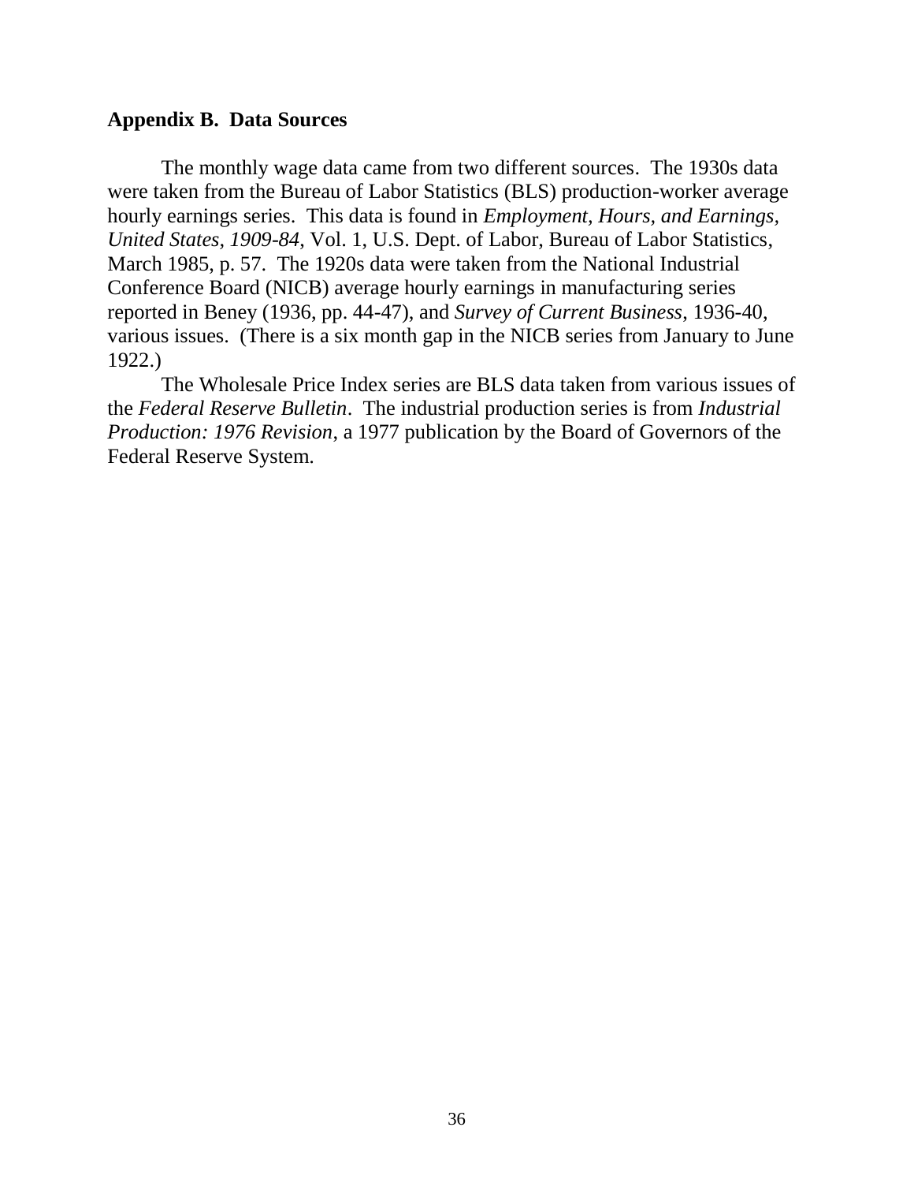## Appendix B. Data Sources

The monthly wage data came from two different sources. The 1930s data were taken from the Bureau of Labor Statistics (BLS) production-worker average hourly earnings series. This data is found in *Employment, Hours, and Earnings, United States, 1909-84*, Vol. 1, U.S. Dept. of Labor, Bureau of Labor Statistics, March 1985, p. 57. The 1920s data were taken from the National Industrial Conference Board (NICB) average hourly earnings in manufacturing series reported in Beney (1936, pp. 44-47), and *Survey of Current Business*, 1936-40, various issues. (There is a six month gap in the NICB series from January to June 1922.)

The Wholesale Price Index series are BLS data taken from various issues of the *Federal Reserve Bulletin*. The industrial production series is from *Industrial Production: 1976 Revision*, a 1977 publication by the Board of Governors of the Federal Reserve System.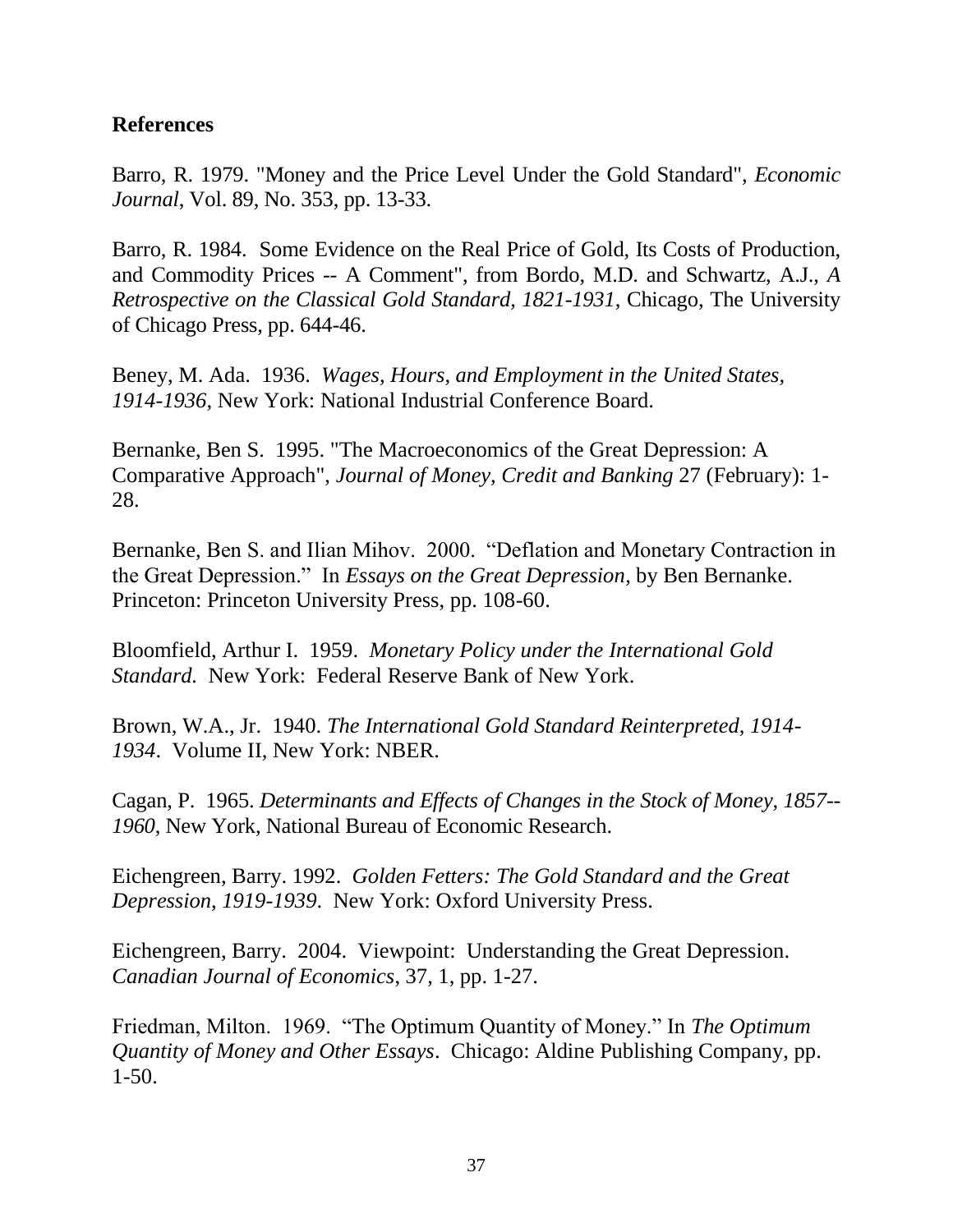**References**

Barro, R. 1979. "Money and the Price Level Under the Gold Standard", *Economic Journal*, Vol. 89, No. 353, pp. 13-33.

Barro, R. 1984. Some Evidence on the Real Price of Gold, Its Costs of Production, and Commodity Prices -- A Comment", from Bordo, M.D. and Schwartz, A.J., *A Retrospective on the Classical Gold Standard, 1821-1931*, Chicago, The University of Chicago Press, pp. 644-46.

Beney, M. Ada. 1936. *Wages, Hours, and Employment in the United States, 1914-1936*, New York: National Industrial Conference Board.

Bernanke, Ben S. 1995. "The Macroeconomics of the Great Depression: A Comparative Approach", *Journal of Money, Credit and Banking* 27 (February): 1-28.

Bernanke, Ben S. and Ilian Mihov. 2000. "Deflation and Monetary Contraction in the Great Depression." In *Essays on the Great Depression*, by Ben Bernanke. Princeton: Princeton University Press, pp. 108-60.

Bloomfield, Arthur I. 1959. *Monetary Policy under the International Gold Standard*. New York: Federal Reserve Bank of New York.

Brown, W.A., Jr. 1940. *The International Gold Standard Reinterpreted, 1914-1934*. Volume II, New York: NBER.

Cagan, P. 1965. *Determinants and Effects of Changes in the Stock of Money, 1857--1960*, New York, National Bureau of Economic Research.

Eichengreen, Barry. 1992. *Golden Fetters: The Gold Standard and the Great Depression, 1919-1939*. New York: Oxford University Press.

Eichengreen, Barry. 2004. Viewpoint: Understanding the Great Depression. *Canadian Journal of Economics*, 37, 1, pp. 1-27.

Friedman, Milton. 1969. "The Optimum Quantity of Money." In *The Optimum Quantity of Money and Other Essays*. Chicago: Aldine Publishing Company, pp. 1-50.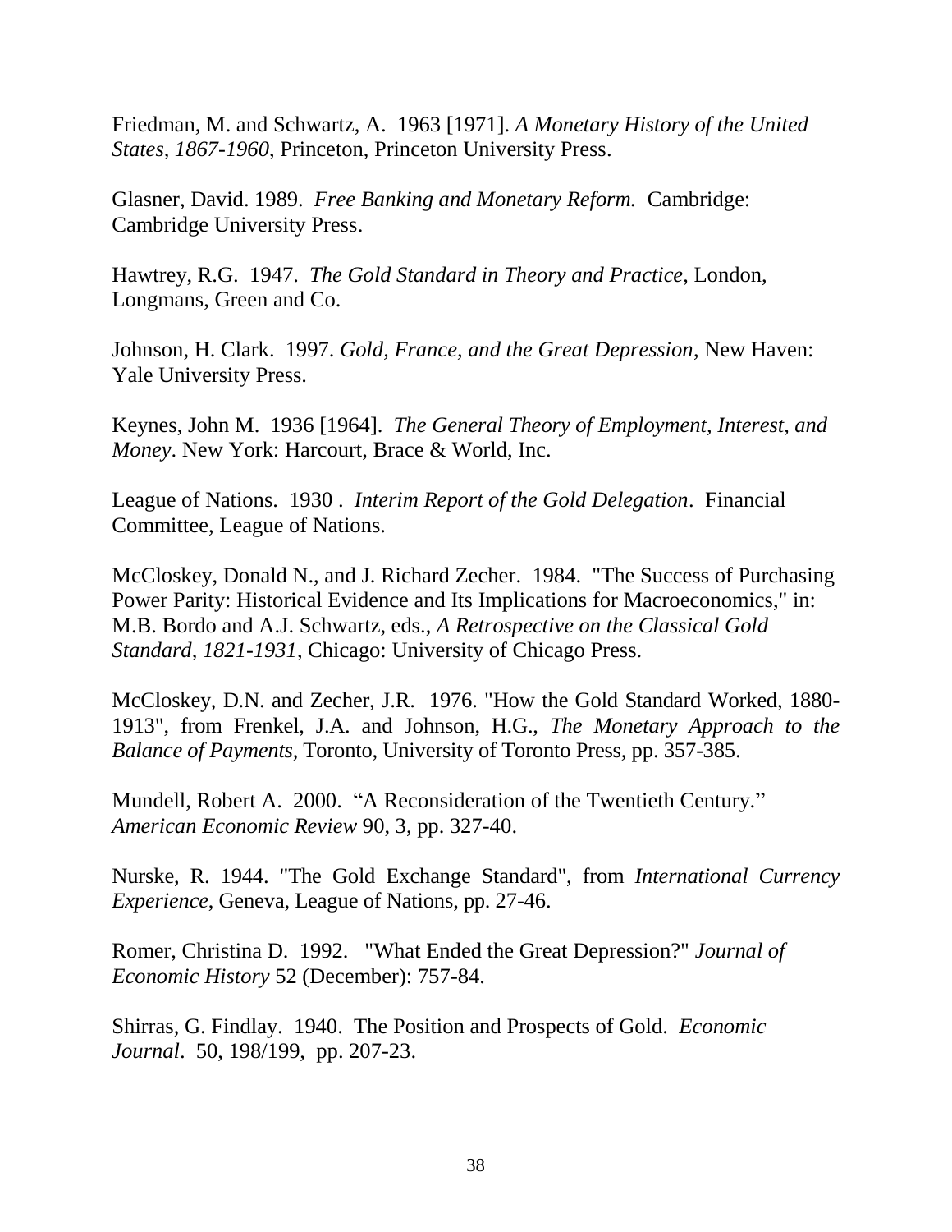Friedman, M. and Schwartz, A. 1963 [1971]. *A Monetary History of the United States, 1867-1960*, Princeton, Princeton University Press.

Glasner, David. 1989. *Free Banking and Monetary Reform.* Cambridge: Cambridge University Press.

Hawtrey, R.G. 1947. *The Gold Standard in Theory and Practice*, London, Longmans, Green and Co.

Johnson, H. Clark. 1997. *Gold, France, and the Great Depression*, New Haven: Yale University Press.

Keynes, John M. 1936 [1964]. *The General Theory of Employment, Interest, and Money*. New York: Harcourt, Brace & World, Inc.

League of Nations. 1930 . *Interim Report of the Gold Delegation*. Financial Committee, League of Nations.

McCloskey, Donald N., and J. Richard Zecher. 1984. "The Success of Purchasing Power Parity: Historical Evidence and Its Implications for Macroeconomics," in: M.B. Bordo and A.J. Schwartz, eds., *A Retrospective on the Classical Gold Standard, 1821-1931*, Chicago: University of Chicago Press.

McCloskey, D.N. and Zecher, J.R. 1976. "How the Gold Standard Worked, 1880-1913", from Frenkel, J.A. and Johnson, H.G., *The Monetary Approach to the Balance of Payments*, Toronto, University of Toronto Press, pp. 357-385.

Mundell, Robert A. 2000. "A Reconsideration of the Twentieth Century." *American Economic Review* 90, 3, pp. 327-40.

Nurske, R. 1944. "The Gold Exchange Standard", from *International Currency Experience*, Geneva, League of Nations, pp. 27-46.

Romer, Christina D. 1992. "What Ended the Great Depression?" *Journal of Economic History* 52 (December): 757-84.

Shirras, G. Findlay. 1940. The Position and Prospects of Gold. *Economic Journal*. 50, 198/199, pp. 207-23.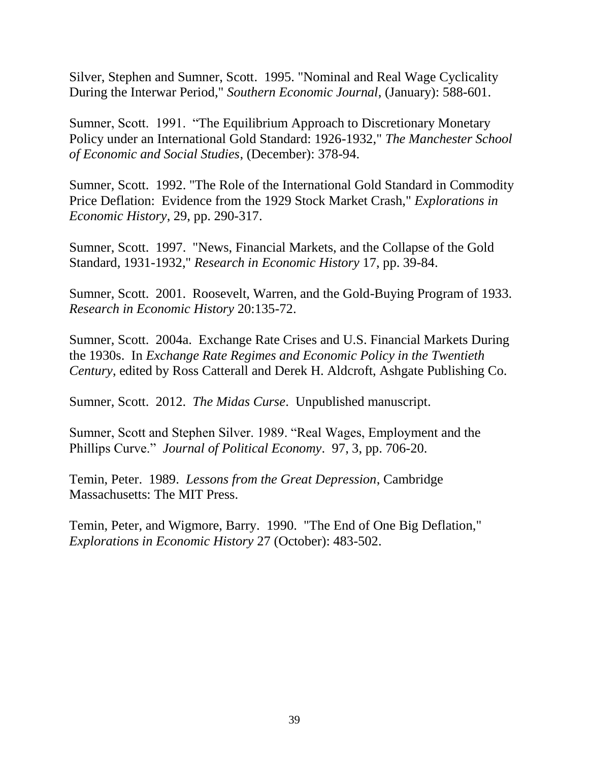Silver, Stephen and Sumner, Scott. 1995. "Nominal and Real Wage Cyclicality During the Interwar Period," *Southern Economic Journal*, (January): 588-601.

Sumner, Scott. 1991. "The Equilibrium Approach to Discretionary Monetary Policy under an International Gold Standard: 1926-1932," *The Manchester School of Economic and Social Studies*, (December): 378-94.

Sumner, Scott. 1992. "The Role of the International Gold Standard in Commodity Price Deflation: Evidence from the 1929 Stock Market Crash," *Explorations in Economic History*, 29, pp. 290-317.

Sumner, Scott. 1997. "News, Financial Markets, and the Collapse of the Gold Standard, 1931-1932," *Research in Economic History* 17, pp. 39-84.

Sumner, Scott. 2001. Roosevelt, Warren, and the Gold-Buying Program of 1933. *Research in Economic History* 20:135-72.

Sumner, Scott. 2004a. Exchange Rate Crises and U.S. Financial Markets During the 1930s. In *Exchange Rate Regimes and Economic Policy in the Twentieth Century*, edited by Ross Catterall and Derek H. Aldcroft, Ashgate Publishing Co.

Sumner, Scott. 2012. *The Midas Curse*. Unpublished manuscript.

Sumner, Scott and Stephen Silver. 1989. "Real Wages, Employment and the Phillips Curve." *Journal of Political Economy*. 97, 3, pp. 706-20.

Temin, Peter. 1989. *Lessons from the Great Depression*, Cambridge Massachusetts: The MIT Press.

Temin, Peter, and Wigmore, Barry. 1990. "The End of One Big Deflation," *Explorations in Economic History* 27 (October): 483-502.